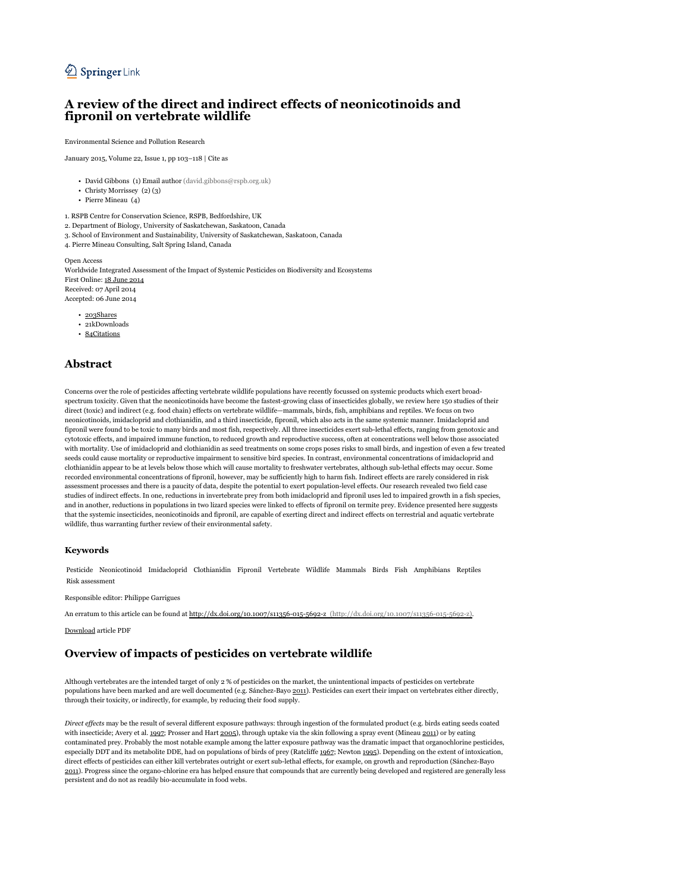Springer Link

# A review of the direct and indirect effects of neonicotinoids and fipronil on vertebrate wildlife

Environmental Science and Pollution Research

January 2015, Volume 22, Issue 1, pp 103–118 | Cite as

- David Gibbons (1) Email author (david.gibbons@rspb.org.uk)
- Christy Morrissey (2) (3)
- Pierre Mineau (4)

1. RSPB Centre for Conservation Science, RSPB, Bedfordshire, UK
2. Department of Biology, University of Saskatchewan, Saskatoon, Canada
3. School of Environment and Sustainability, University of Saskatchewan, Saskatoon, Canada
4. Pierre Mineau Consulting, Salt Spring Island, Canada

Open Access
Worldwide Integrated Assessment of the Impact of Systemic Pesticides on Biodiversity and Ecosystems
First Online: 18 June 2014
Received: 07 April 2014
Accepted: 06 June 2014

- 203Shares
- 21kDownloads
- 84Citations

## Abstract

Concerns over the role of pesticides affecting vertebrate wildlife populations have recently focussed on systemic products which exert broad-spectrum toxicity. Given that the neonicotinoids have become the fastest-growing class of insecticides globally, we review here 150 studies of their direct (toxic) and indirect (e.g. food chain) effects on vertebrate wildlife—mammals, birds, fish, amphibians and reptiles. We focus on two neonicotinoids, imidacloprid and clothianidin, and a third insecticide, fipronil, which also acts in the same systemic manner. Imidacloprid and fipronil were found to be toxic to many birds and most fish, respectively. All three insecticides exert sub-lethal effects, ranging from genotoxic and cytotoxic effects, and impaired immune function, to reduced growth and reproductive success, often at concentrations well below those associated with mortality. Use of imidacloprid and clothianidin as seed treatments on some crops poses risks to small birds, and ingestion of even a few treated seeds could cause mortality or reproductive impairment to sensitive bird species. In contrast, environmental concentrations of imidacloprid and clothianidin appear to be at levels below those which will cause mortality to freshwater vertebrates, although sub-lethal effects may occur. Some recorded environmental concentrations of fipronil, however, may be sufficiently high to harm fish. Indirect effects are rarely considered in risk assessment processes and there is a paucity of data, despite the potential to exert population-level effects. Our research revealed two field case studies of indirect effects. In one, reductions in invertebrate prey from both imidacloprid and fipronil uses led to impaired growth in a fish species, and in another, reductions in populations in two lizard species were linked to effects of fipronil on termite prey. Evidence presented here suggests that the systemic insecticides, neonicotinoids and fipronil, are capable of exerting direct and indirect effects on terrestrial and aquatic vertebrate wildlife, thus warranting further review of their environmental safety.

### Keywords

Pesticide Neonicotinoid Imidacloprid Clothianidin Fipronil Vertebrate Wildlife Mammals Birds Fish Amphibians Reptiles Risk assessment

Responsible editor: Philippe Garrigues

An erratum to this article can be found at http://dx.doi.org/10.1007/s11356-015-5692-z (http://dx.doi.org/10.1007/s11356-015-5692-z).

Download article PDF

## Overview of impacts of pesticides on vertebrate wildlife

Although vertebrates are the intended target of only 2 % of pesticides on the market, the unintentional impacts of pesticides on vertebrate populations have been marked and are well documented (e.g. Sánchez-Bayo 2011). Pesticides can exert their impact on vertebrates either directly, through their toxicity, or indirectly, for example, by reducing their food supply.

*Direct effects* may be the result of several different exposure pathways: through ingestion of the formulated product (e.g. birds eating seeds coated with insecticide; Avery et al. 1997; Prosser and Hart 2005), through uptake via the skin following a spray event (Mineau 2011) or by eating contaminated prey. Probably the most notable example among the latter exposure pathway was the dramatic impact that organochlorine pesticides, especially DDT and its metabolite DDE, had on populations of birds of prey (Ratcliffe 1967; Newton 1995). Depending on the extent of intoxication, direct effects of pesticides can either kill vertebrates outright or exert sub-lethal effects, for example, on growth and reproduction (Sánchez-Bayo 2011). Progress since the organo-chlorine era has helped ensure that compounds that are currently being developed and registered are generally less persistent and do not as readily bio-accumulate in food webs.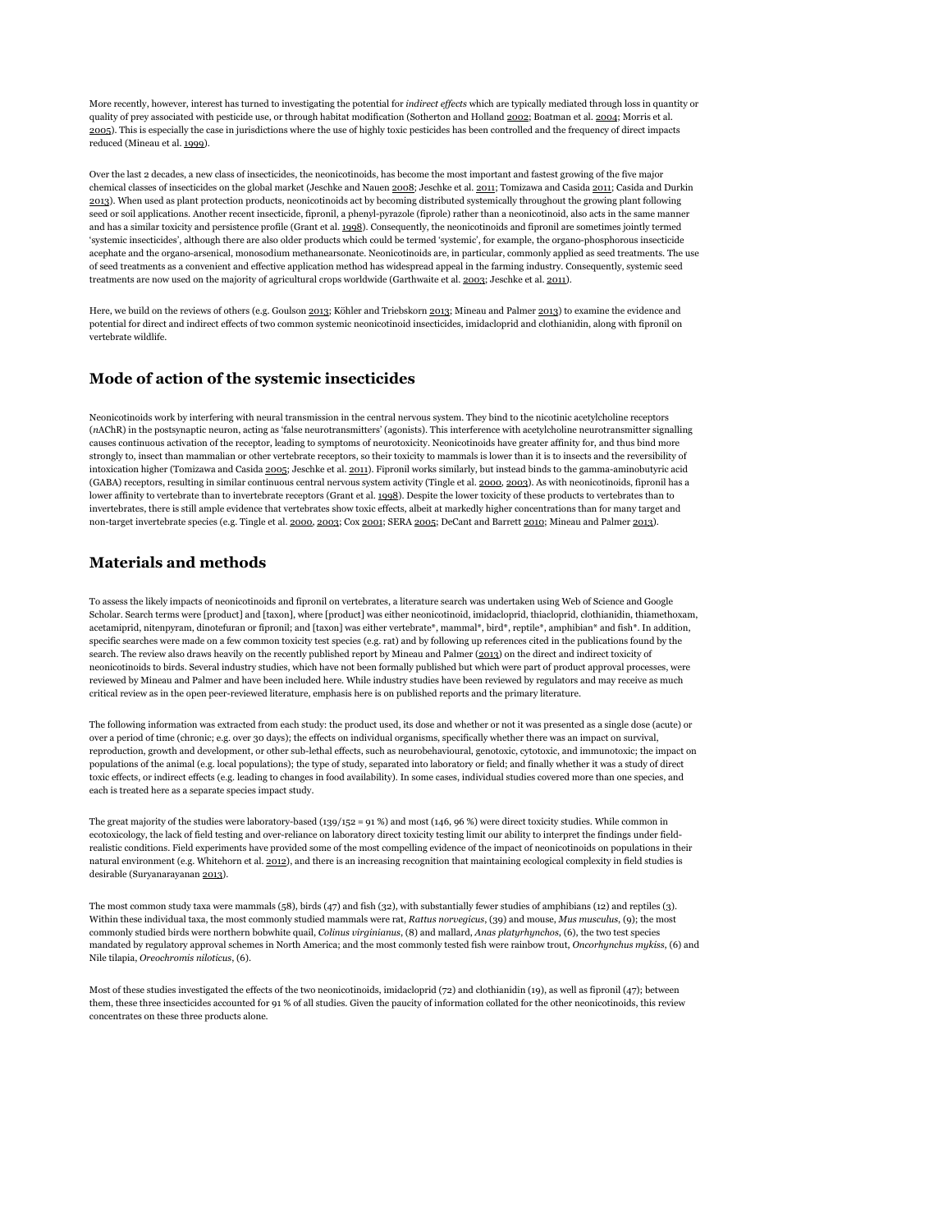More recently, however, interest has turned to investigating the potential for *indirect effects* which are typically mediated through loss in quantity or quality of prey associated with pesticide use, or through habitat modification (Sotherton and Holland 2002; Boatman et al. 2004; Morris et al. 2005). This is especially the case in jurisdictions where the use of highly toxic pesticides has been controlled and the frequency of direct impacts reduced (Mineau et al. 1999).

Over the last 2 decades, a new class of insecticides, the neonicotinoids, has become the most important and fastest growing of the five major chemical classes of insecticides on the global market (Jeschke and Nauen 2008; Jeschke et al. 2011; Tomizawa and Casida 2011; Casida and Durkin 2013). When used as plant protection products, neonicotinoids act by becoming distributed systemically throughout the growing plant following seed or soil applications. Another recent insecticide, fipronil, a phenyl-pyrazole (fiprole) rather than a neonicotinoid, also acts in the same manner and has a similar toxicity and persistence profile (Grant et al. 1998). Consequently, the neonicotinoids and fipronil are sometimes jointly termed 'systemic insecticides', although there are also older products which could be termed 'systemic', for example, the organo-phosphorous insecticide acephate and the organo-arsenical, monosodium methanearsonate. Neonicotinoids are, in particular, commonly applied as seed treatments. The use of seed treatments as a convenient and effective application method has widespread appeal in the farming industry. Consequently, systemic seed treatments are now used on the majority of agricultural crops worldwide (Garthwaite et al. 2003; Jeschke et al. 2011).

Here, we build on the reviews of others (e.g. Goulson 2013; Köhler and Triebskorn 2013; Mineau and Palmer 2013) to examine the evidence and potential for direct and indirect effects of two common systemic neonicotinoid insecticides, imidacloprid and clothianidin, along with fipronil on vertebrate wildlife.

## Mode of action of the systemic insecticides

Neonicotinoids work by interfering with neural transmission in the central nervous system. They bind to the nicotinic acetylcholine receptors (*n*AChR) in the postsynaptic neuron, acting as 'false neurotransmitters' (agonists). This interference with acetylcholine neurotransmitter signalling causes continuous activation of the receptor, leading to symptoms of neurotoxicity. Neonicotinoids have greater affinity for, and thus bind more strongly to, insect than mammalian or other vertebrate receptors, so their toxicity to mammals is lower than it is to insects and the reversibility of intoxication higher (Tomizawa and Casida 2005; Jeschke et al. 2011). Fipronil works similarly, but instead binds to the gamma-aminobutyric acid (GABA) receptors, resulting in similar continuous central nervous system activity (Tingle et al. 2000, 2003). As with neonicotinoids, fipronil has a lower affinity to vertebrate than to invertebrate receptors (Grant et al. 1998). Despite the lower toxicity of these products to vertebrates than to invertebrates, there is still ample evidence that vertebrates show toxic effects, albeit at markedly higher concentrations than for many target and non-target invertebrate species (e.g. Tingle et al. 2000, 2003; Cox 2001; SERA 2005; DeCant and Barrett 2010; Mineau and Palmer 2013).

## Materials and methods

To assess the likely impacts of neonicotinoids and fipronil on vertebrates, a literature search was undertaken using Web of Science and Google Scholar. Search terms were [product] and [taxon], where [product] was either neonicotinoid, imidacloprid, thiacloprid, clothianidin, thiamethoxam, acetamiprid, nitenpyram, dinotefuran or fipronil; and [taxon] was either vertebrate*, mammal*, bird*, reptile*, amphibian* and fish*. In addition, specific searches were made on a few common toxicity test species (e.g. rat) and by following up references cited in the publications found by the search. The review also draws heavily on the recently published report by Mineau and Palmer (2013) on the direct and indirect toxicity of neonicotinoids to birds. Several industry studies, which have not been formally published but which were part of product approval processes, were reviewed by Mineau and Palmer and have been included here. While industry studies have been reviewed by regulators and may receive as much critical review as in the open peer-reviewed literature, emphasis here is on published reports and the primary literature.

The following information was extracted from each study: the product used, its dose and whether or not it was presented as a single dose (acute) or over a period of time (chronic; e.g. over 30 days); the effects on individual organisms, specifically whether there was an impact on survival, reproduction, growth and development, or other sub-lethal effects, such as neurobehavioural, genotoxic, cytotoxic, and immunotoxic; the impact on populations of the animal (e.g. local populations); the type of study, separated into laboratory or field; and finally whether it was a study of direct toxic effects, or indirect effects (e.g. leading to changes in food availability). In some cases, individual studies covered more than one species, and each is treated here as a separate species impact study.

The great majority of the studies were laboratory-based (139/152 = 91 %) and most (146, 96 %) were direct toxicity studies. While common in ecotoxicology, the lack of field testing and over-reliance on laboratory direct toxicity testing limit our ability to interpret the findings under field-realistic conditions. Field experiments have provided some of the most compelling evidence of the impact of neonicotinoids on populations in their natural environment (e.g. Whitehorn et al. 2012), and there is an increasing recognition that maintaining ecological complexity in field studies is desirable (Suryanarayanan 2013).

The most common study taxa were mammals (58), birds (47) and fish (32), with substantially fewer studies of amphibians (12) and reptiles (3). Within these individual taxa, the most commonly studied mammals were rat, *Rattus norvegicus*, (39) and mouse, *Mus musculus*, (9); the most commonly studied birds were northern bobwhite quail, *Colinus virginianus*, (8) and mallard, *Anas platyrhynchos*, (6), the two test species mandated by regulatory approval schemes in North America; and the most commonly tested fish were rainbow trout, *Oncorhynchus mykiss*, (6) and Nile tilapia, *Oreochromis niloticus*, (6).

Most of these studies investigated the effects of the two neonicotinoids, imidacloprid (72) and clothianidin (19), as well as fipronil (47); between them, these three insecticides accounted for 91 % of all studies. Given the paucity of information collated for the other neonicotinoids, this review concentrates on these three products alone.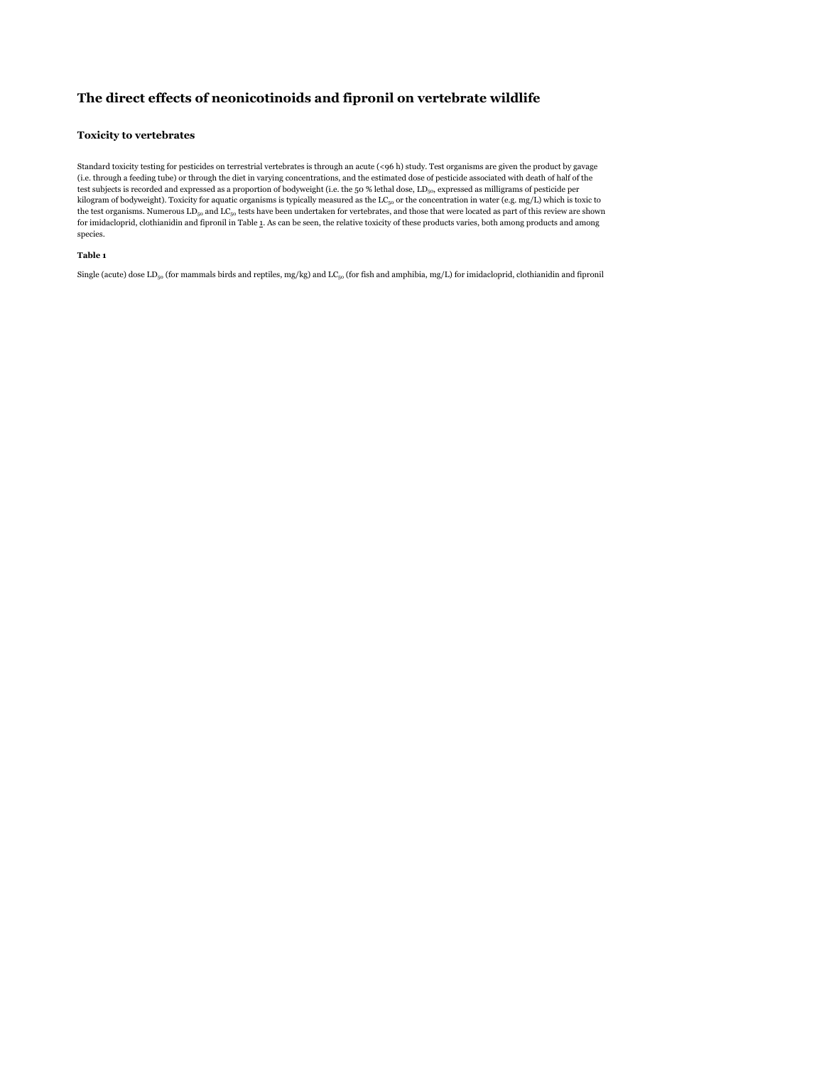# The direct effects of neonicotinoids and fipronil on vertebrate wildlife

## Toxicity to vertebrates

Standard toxicity testing for pesticides on terrestrial vertebrates is through an acute (<96 h) study. Test organisms are given the product by gavage (i.e. through a feeding tube) or through the diet in varying concentrations, and the estimated dose of pesticide associated with death of half of the test subjects is recorded and expressed as a proportion of bodyweight (i.e. the 50 % lethal dose, $LD_{50}$, expressed as milligrams of pesticide per kilogram of bodyweight). Toxicity for aquatic organisms is typically measured as the $LC_{50}$ or the concentration in water (e.g. mg/L) which is toxic to the test organisms. Numerous $LD_{50}$ and $LC_{50}$ tests have been undertaken for vertebrates, and those that were located as part of this review are shown for imidacloprid, clothianidin and fipronil in Table 1. As can be seen, the relative toxicity of these products varies, both among products and among species.

**Table 1**

Single (acute) dose $LD_{50}$ (for mammals birds and reptiles, mg/kg) and $LC_{50}$ (for fish and amphibia, mg/L) for imidacloprid, clothianidin and fipronil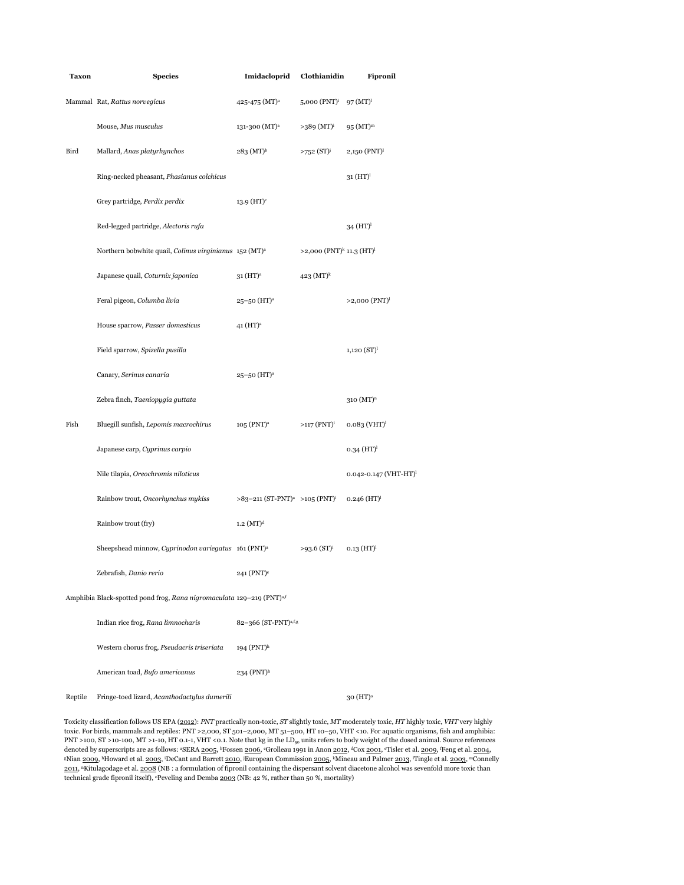| Taxon | Species | Imidacloprid | Clothianidin | Fipronil |
|---|---|---|---|---|
| Mammal | Rat, *Rattus norvegicus* | 425-475 (MT)[a] | 5,000 (PNT)[i] | 97 (MT)[l] |
| | Mouse, *Mus musculus* | 131-300 (MT)[a] | >389 (MT)[i] | 95 (MT)[m] |
| Bird | Mallard, *Anas platyrhynchos* | 283 (MT)[b] | >752 (ST)[j] | 2,150 (PNT)[l] |
| | Ring-necked pheasant, *Phasianus colchicus* | | | 31 (HT)[l] |
| | Grey partridge, *Perdix perdix* | 13.9 (HT)[c] | | |
| | Red-legged partridge, *Alectoris rufa* | | | 34 (HT)[l] |
| | Northern bobwhite quail, *Colinus virginianus* | 152 (MT)[a] | >2,000 (PNT)[k] | 11.3 (HT)[l] |
| | Japanese quail, *Coturnix japonica* | 31 (HT)[a] | 423 (MT)[k] | |
| | Feral pigeon, *Columba livia* | 25–50 (HT)[a] | | >2,000 (PNT)[l] |
| | House sparrow, *Passer domesticus* | 41 (HT)[a] | | |
| | Field sparrow, *Spizella pusilla* | | | 1,120 (ST)[l] |
| | Canary, *Serinus canaria* | 25–50 (HT)[a] | | |
| | Zebra finch, *Taeniopygia guttata* | | | 310 (MT)[n] |
| Fish | Bluegill sunfish, *Lepomis macrochirus* | 105 (PNT)[a] | >117 (PNT)[i] | 0.083 (VHT)[l] |
| | Japanese carp, *Cyprinus carpio* | | | 0.34 (HT)[l] |
| | Nile tilapia, *Oreochromis niloticus* | | | 0.042-0.147 (VHT-HT)[l] |
| | Rainbow trout, *Oncorhynchus mykiss* | >83–211 (ST-PNT)[a] | >105 (PNT)[i] | 0.246 (HT)[l] |
| | Rainbow trout (fry) | 1.2 (MT)[d] | | |
| | Sheepshead minnow, *Cyprinodon variegatus* | 161 (PNT)[a] | >93.6 (ST)[i] | 0.13 (HT)[l] |
| | Zebrafish, *Danio rerio* | 241 (PNT)[e] | | |
| Amphibia | Black-spotted pond frog, *Rana nigromaculata* | 129–219 (PNT)[a,f] | | |
| | Indian rice frog, *Rana limnocharis* | 82–366 (ST-PNT)[a,f,g] | | |
| | Western chorus frog, *Pseudacris triseriata* | 194 (PNT)[h] | | |
| | American toad, *Bufo americanus* | 234 (PNT)[h] | | |
| Reptile | Fringe-toed lizard, *Acanthodactylus dumerili* | | | 30 (HT)[o] |

Toxicity classification follows US EPA (2012): *PNT* practically non-toxic, *ST* slightly toxic, *MT* moderately toxic, *HT* highly toxic, *VHT* very highly toxic. For birds, mammals and reptiles: PNT >2,000, ST 501–2,000, MT 51–500, HT 10–50, VHT <10. For aquatic organisms, fish and amphibia: PNT >100, ST >10-100, MT >1-10, HT 0.1-1, VHT <0.1. Note that kg in the $LD_{50}$ units refers to body weight of the dosed animal. Source references denoted by superscripts are as follows: [a]SERA 2005, [b]Fossen 2006, [c]Grolleau 1991 in Anon 2012, [d]Cox 2001, [e]Tisler et al. 2009, [f]Feng et al. 2004, [g]Nian 2009, [h]Howard et al. 2003, [i]DeCant and Barrett 2010, [j]European Commission 2005, [k]Mineau and Palmer 2013, [l]Tingle et al. 2003, [m]Connelly 2011, [n]Kitulagodage et al. 2008 (NB : a formulation of fipronil containing the dispersant solvent diacetone alcohol was sevenfold more toxic than technical grade fipronil itself), [o]Peveling and Demba 2003 (NB: 42 %, rather than 50 %, mortality)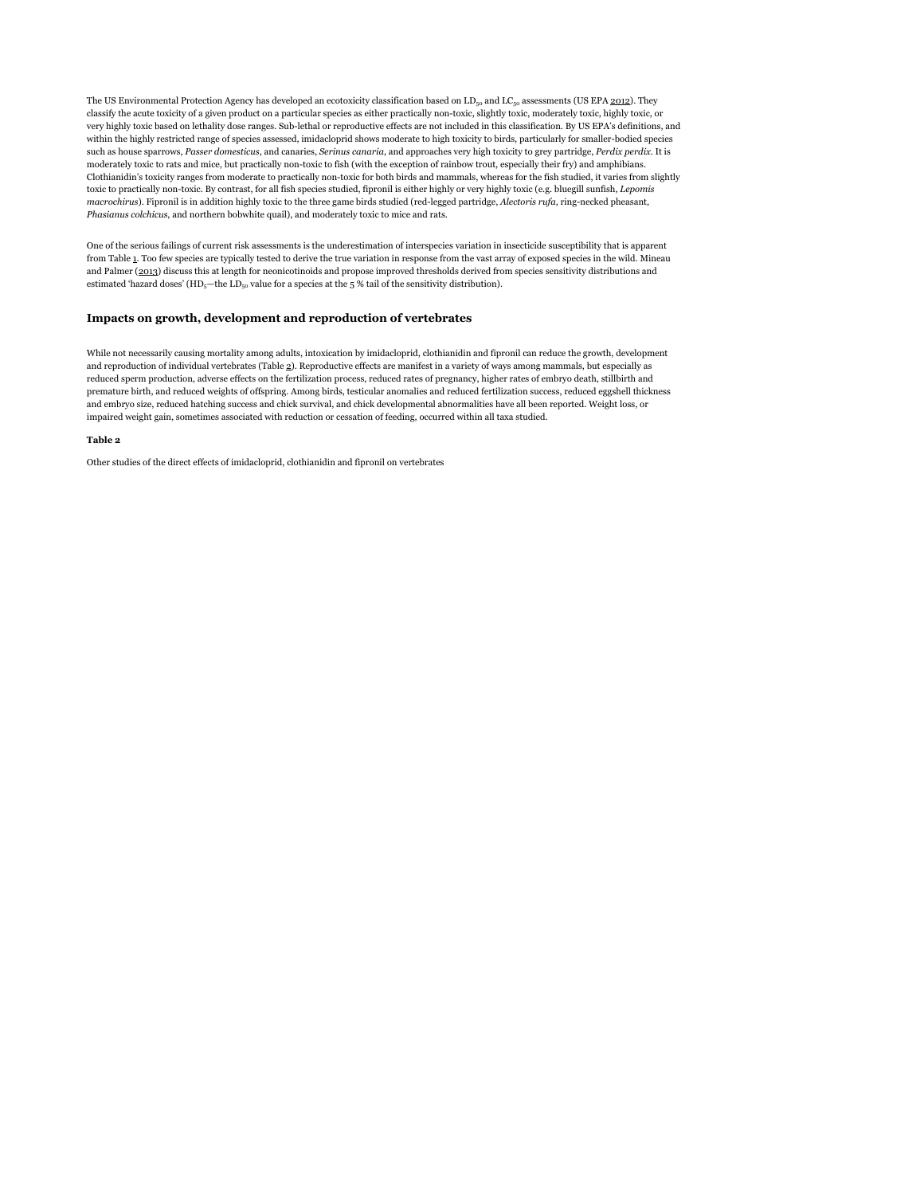The US Environmental Protection Agency has developed an ecotoxicity classification based on $LD_{50}$ and $LC_{50}$ assessments (US EPA 2012). They classify the acute toxicity of a given product on a particular species as either practically non-toxic, slightly toxic, moderately toxic, highly toxic, or very highly toxic based on lethality dose ranges. Sub-lethal or reproductive effects are not included in this classification. By US EPA's definitions, and within the highly restricted range of species assessed, imidacloprid shows moderate to high toxicity to birds, particularly for smaller-bodied species such as house sparrows, *Passer domesticus*, and canaries, *Serinus canaria*, and approaches very high toxicity to grey partridge, *Perdix perdix*. It is moderately toxic to rats and mice, but practically non-toxic to fish (with the exception of rainbow trout, especially their fry) and amphibians. Clothianidin's toxicity ranges from moderate to practically non-toxic for both birds and mammals, whereas for the fish studied, it varies from slightly toxic to practically non-toxic. By contrast, for all fish species studied, fipronil is either highly or very highly toxic (e.g. bluegill sunfish, *Lepomis macrochirus*). Fipronil is in addition highly toxic to the three game birds studied (red-legged partridge, *Alectoris rufa*, ring-necked pheasant, *Phasianus colchicus*, and northern bobwhite quail), and moderately toxic to mice and rats.

One of the serious failings of current risk assessments is the underestimation of interspecies variation in insecticide susceptibility that is apparent from Table 1. Too few species are typically tested to derive the true variation in response from the vast array of exposed species in the wild. Mineau and Palmer (2013) discuss this at length for neonicotinoids and propose improved thresholds derived from species sensitivity distributions and estimated 'hazard doses' ($HD_5$—the $LD_{50}$ value for a species at the 5 % tail of the sensitivity distribution).

## Impacts on growth, development and reproduction of vertebrates

While not necessarily causing mortality among adults, intoxication by imidacloprid, clothianidin and fipronil can reduce the growth, development and reproduction of individual vertebrates (Table 2). Reproductive effects are manifest in a variety of ways among mammals, but especially as reduced sperm production, adverse effects on the fertilization process, reduced rates of pregnancy, higher rates of embryo death, stillbirth and premature birth, and reduced weights of offspring. Among birds, testicular anomalies and reduced fertilization success, reduced eggshell thickness and embryo size, reduced hatching success and chick survival, and chick developmental abnormalities have all been reported. Weight loss, or impaired weight gain, sometimes associated with reduction or cessation of feeding, occurred within all taxa studied.

**Table 2**

Other studies of the direct effects of imidacloprid, clothianidin and fipronil on vertebrates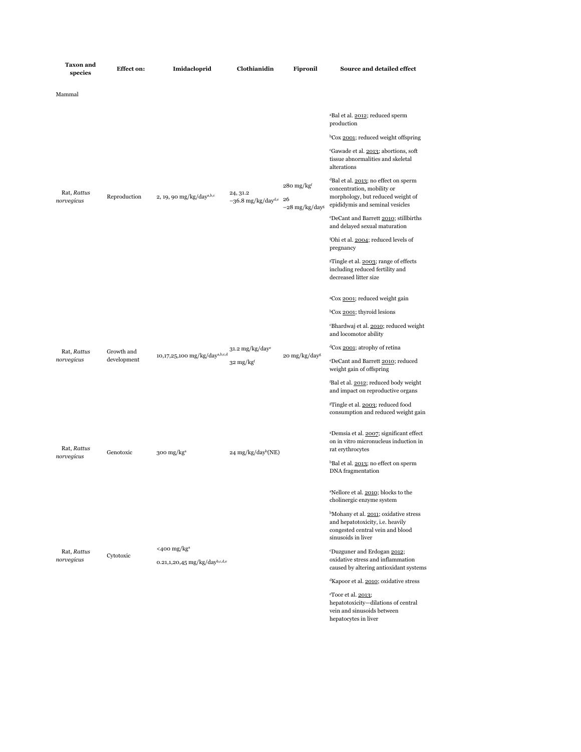| Taxon and species | Effect on: | Imidacloprid | Clothianidin | Fipronil | Source and detailed effect |
|---|---|---|---|---|---|
| Mammal | | | | | |
| Rat, *Rattus norvegicus* | Reproduction | 2, 19, 90 mg/kg/day[a,b,c] | 24, 31.2 –36.8 mg/kg/day[d,e] | 280 mg/kg[f] 26 –28 mg/kg/day[g] | [a]Bal et al. 2012; reduced sperm production<br>[b]Cox 2001; reduced weight offspring<br>[c]Gawade et al. 2013; abortions, soft tissue abnormalities and skeletal alterations<br>[d]Bal et al. 2013; no effect on sperm concentration, mobility or morphology, but reduced weight of epididymis and seminal vesicles<br>[e]DeCant and Barrett 2010; stillbirths and delayed sexual maturation<br>[f]Ohi et al. 2004; reduced levels of pregnancy<br>[g]Tingle et al. 2003; range of effects including reduced fertility and decreased litter size |
| Rat, *Rattus norvegicus* | Growth and development | 10,17,25,100 mg/kg/day[a,b,c,d] | 31.2 mg/kg/day[e] 32 mg/kg[f] | 20 mg/kg/day[g] | [a]Cox 2001; reduced weight gain<br>[b]Cox 2001; thyroid lesions<br>[c]Bhardwaj et al. 2010; reduced weight and locomotor ability<br>[d]Cox 2001; atrophy of retina<br>[e]DeCant and Barrett 2010; reduced weight gain of offspring<br>[f]Bal et al. 2012; reduced body weight and impact on reproductive organs<br>[g]Tingle et al. 2003; reduced food consumption and reduced weight gain |
| Rat, *Rattus norvegicus* | Genotoxic | 300 mg/kg[a] | 24 mg/kg/day[b](NE) | | [a]Demsia et al. 2007; significant effect on in vitro micronucleus induction in rat erythrocytes<br>[b]Bal et al. 2013; no effect on sperm DNA fragmentation |
| Rat, *Rattus norvegicus* | Cytotoxic | <400 mg/kg[a] 0.21,1,20,45 mg/kg/day[b,c,d,e] | | | [a]Nellore et al. 2010; blocks to the cholinergic enzyme system<br>[b]Mohany et al. 2011; oxidative stress and hepatotoxicity, i.e. heavily congested central vein and blood sinusoids in liver<br>[c]Duzguner and Erdogan 2012; oxidative stress and inflammation caused by altering antioxidant systems<br>[d]Kapoor et al. 2010; oxidative stress<br>[e]Toor et al. 2013; hepatotoxicity—dilations of central vein and sinusoids between hepatocytes in liver |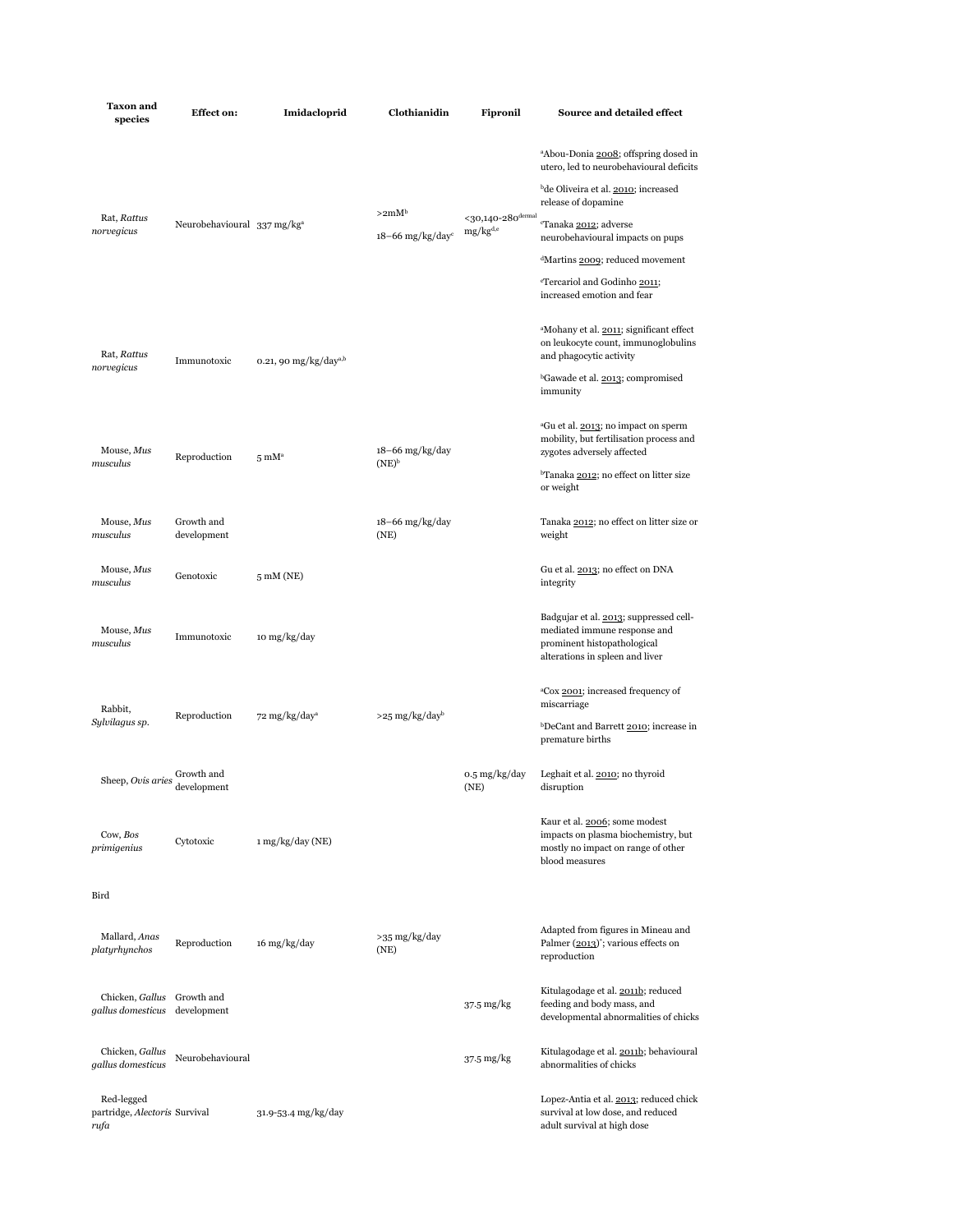| Taxon and species | Effect on: | Imidacloprid | Clothianidin | Fipronil | Source and detailed effect |
|---|---|---|---|---|---|
| Rat, *Rattus norvegicus* | Neurobehavioural | 337 mg/kg[a] | >2mM[b]<br>18–66 mg/kg/day[c] | <30,140-280[dermal] mg/kg[d,e] | [a]Abou-Donia 2008; offspring dosed in utero, led to neurobehavioural deficits<br>[b]de Oliveira et al. 2010; increased release of dopamine<br>[c]Tanaka 2012; adverse neurobehavioural impacts on pups<br>[d]Martins 2009; reduced movement<br>[e]Tercariol and Godinho 2011; increased emotion and fear |
| Rat, *Rattus norvegicus* | Immunotoxic | 0.21, 90 mg/kg/day[a,b] | | | [a]Mohany et al. 2011; significant effect on leukocyte count, immunoglobulins and phagocytic activity<br>[b]Gawade et al. 2013; compromised immunity |
| Mouse, *Mus musculus* | Reproduction | 5 mM[a] | 18–66 mg/kg/day (NE)[b] | | [a]Gu et al. 2013; no impact on sperm mobility, but fertilisation process and zygotes adversely affected<br>[b]Tanaka 2012; no effect on litter size or weight |
| Mouse, *Mus musculus* | Growth and development | | 18–66 mg/kg/day (NE) | | Tanaka 2012; no effect on litter size or weight |
| Mouse, *Mus musculus* | Genotoxic | 5 mM (NE) | | | Gu et al. 2013; no effect on DNA integrity |
| Mouse, *Mus musculus* | Immunotoxic | 10 mg/kg/day | | | Badgujar et al. 2013; suppressed cell-mediated immune response and prominent histopathological alterations in spleen and liver |
| Rabbit, *Sylvilagus sp.* | Reproduction | 72 mg/kg/day[a] | >25 mg/kg/day[b] | | [a]Cox 2001; increased frequency of miscarriage<br>[b]DeCant and Barrett 2010; increase in premature births |
| Sheep, *Ovis aries* | Growth and development | | | 0.5 mg/kg/day (NE) | Leghait et al. 2010; no thyroid disruption |
| Cow, *Bos primigenius* | Cytotoxic | 1 mg/kg/day (NE) | | | Kaur et al. 2006; some modest impacts on plasma biochemistry, but mostly no impact on range of other blood measures |
| Bird | | | | | |
| Mallard, *Anas platyrhynchos* | Reproduction | 16 mg/kg/day | >35 mg/kg/day (NE) | | Adapted from figures in Mineau and Palmer (2013)*; various effects on reproduction |
| Chicken, *Gallus gallus domesticus* | Growth and development | | | 37.5 mg/kg | Kitulagodage et al. 2011b; reduced feeding and body mass, and developmental abnormalities of chicks |
| Chicken, *Gallus gallus domesticus* | Neurobehavioural | | | 37.5 mg/kg | Kitulagodage et al. 2011b; behavioural abnormalities of chicks |
| Red-legged partridge, *Alectoris rufa* | Survival | 31.9-53.4 mg/kg/day | | | Lopez-Antia et al. 2013; reduced chick survival at low dose, and reduced adult survival at high dose |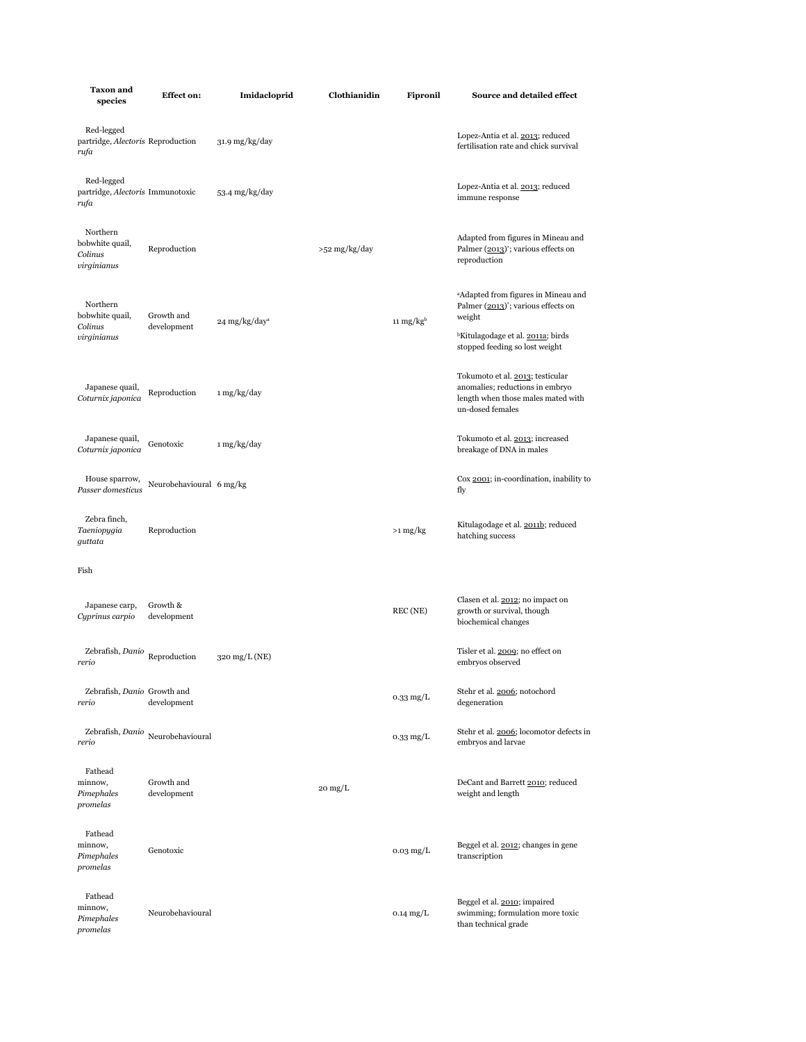| Taxon and species | Effect on: | Imidacloprid | Clothianidin | Fipronil | Source and detailed effect |
|---|---|---|---|---|---|
| Red-legged partridge, *Alectoris rufa* | Reproduction | 31.9 mg/kg/day | | | Lopez-Antia et al. 2013; reduced fertilisation rate and chick survival |
| Red-legged partridge, *Alectoris rufa* | Immunotoxic | 53.4 mg/kg/day | | | Lopez-Antia et al. 2013; reduced immune response |
| Northern bobwhite quail, *Colinus virginianus* | Reproduction | | >52 mg/kg/day | | Adapted from figures in Mineau and Palmer (2013)*; various effects on reproduction |
| Northern bobwhite quail, *Colinus virginianus* | Growth and development | 24 mg/kg/day[a] | | 11 mg/kg[b] | [a]Adapted from figures in Mineau and Palmer (2013)*; various effects on weight [b]Kitulagodage et al. 2011a; birds stopped feeding so lost weight |
| Japanese quail, *Coturnix japonica* | Reproduction | 1 mg/kg/day | | | Tokumoto et al. 2013; testicular anomalies; reductions in embryo length when those males mated with un-dosed females |
| Japanese quail, *Coturnix japonica* | Genotoxic | 1 mg/kg/day | | | Tokumoto et al. 2013; increased breakage of DNA in males |
| House sparrow, *Passer domesticus* | Neurobehavioural | 6 mg/kg | | | Cox 2001; in-coordination, inability to fly |
| Zebra finch, *Taeniopygia guttata* | Reproduction | | | >1 mg/kg | Kitulagodage et al. 2011b; reduced hatching success |
| Fish | | | | | |
| Japanese carp, *Cyprinus carpio* | Growth & development | | | REC (NE) | Clasen et al. 2012; no impact on growth or survival, though biochemical changes |
| Zebrafish, *Danio rerio* | Reproduction | 320 mg/L (NE) | | | Tisler et al. 2009; no effect on embryos observed |
| Zebrafish, *Danio rerio* | Growth and development | | | 0.33 mg/L | Stehr et al. 2006; notochord degeneration |
| Zebrafish, *Danio rerio* | Neurobehavioural | | | 0.33 mg/L | Stehr et al. 2006; locomotor defects in embryos and larvae |
| Fathead minnow, *Pimephales promelas* | Growth and development | | 20 mg/L | | DeCant and Barrett 2010; reduced weight and length |
| Fathead minnow, *Pimephales promelas* | Genotoxic | | | 0.03 mg/L | Beggel et al. 2012; changes in gene transcription |
| Fathead minnow, *Pimephales promelas* | Neurobehavioural | | | 0.14 mg/L | Beggel et al. 2010; impaired swimming; formulation more toxic than technical grade |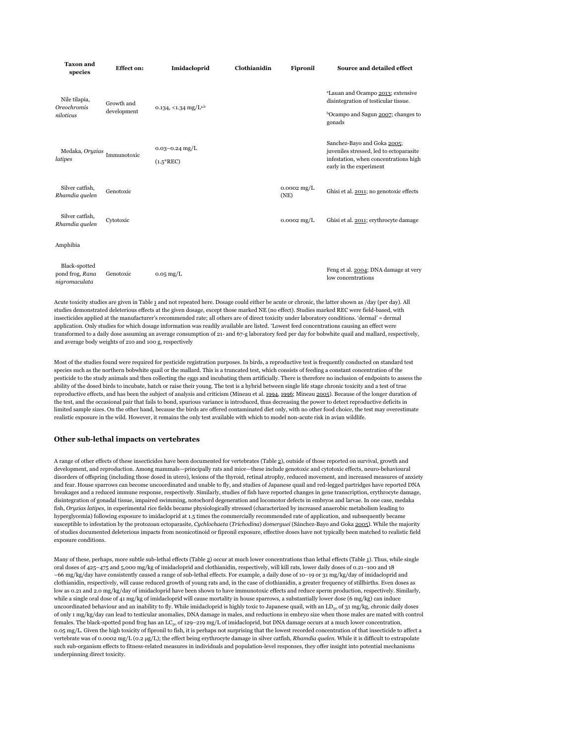| Taxon and species | Effect on: | Imidacloprid | Clothianidin | Fipronil | Source and detailed effect |
|---|---|---|---|---|---|
| Nile tilapia, *Oreochromis niloticus* | Growth and development | 0.134, <1.34 mg/L[a,b] | | | [a]Lauan and Ocampo 2013; extensive disintegration of testicular tissue. [b]Ocampo and Sagun 2007; changes to gonads |
| Medaka, *Oryzias latipes* | Immunotoxic | 0.03–0.24 mg/L (1.5*REC) | | | Sanchez-Bayo and Goka 2005; juveniles stressed, led to ectoparasite infestation, when concentrations high early in the experiment |
| Silver catfish, *Rhamdia quelen* | Genotoxic | | | 0.0002 mg/L (NE) | Ghisi et al. 2011; no genotoxic effects |
| Silver catfish, *Rhamdia quelen* | Cytotoxic | | | 0.0002 mg/L | Ghisi et al. 2011; erythrocyte damage |
| Amphibia | | | | | |
| Black-spotted pond frog, *Rana nigromaculata* | Genotoxic | 0.05 mg/L | | | Feng et al. 2004; DNA damage at very low concentrations |

Acute toxicity studies are given in Table 1 and not repeated here. Dosage could either be acute or chronic, the latter shown as /day (per day). All studies demonstrated deleterious effects at the given dosage, except those marked NE (no effect). Studies marked REC were field-based, with insecticides applied at the manufacturer's recommended rate; all others are of direct toxicity under laboratory conditions. 'dermal' = dermal application. Only studies for which dosage information was readily available are listed. *Lowest feed concentrations causing an effect were transformed to a daily dose assuming an average consumption of 21- and 67-g laboratory feed per day for bobwhite quail and mallard, respectively, and average body weights of 210 and 100 g, respectively

Most of the studies found were required for pesticide registration purposes. In birds, a reproductive test is frequently conducted on standard test species such as the northern bobwhite quail or the mallard. This is a truncated test, which consists of feeding a constant concentration of the pesticide to the study animals and then collecting the eggs and incubating them artificially. There is therefore no inclusion of endpoints to assess the ability of the dosed birds to incubate, hatch or raise their young. The test is a hybrid between single life stage chronic toxicity and a test of true reproductive effects, and has been the subject of analysis and criticism (Mineau et al. 1994, 1996; Mineau 2005). Because of the longer duration of the test, and the occasional pair that fails to bond, spurious variance is introduced, thus decreasing the power to detect reproductive deficits in limited sample sizes. On the other hand, because the birds are offered contaminated diet only, with no other food choice, the test may overestimate realistic exposure in the wild. However, it remains the only test available with which to model non-acute risk in avian wildlife.

## Other sub-lethal impacts on vertebrates

A range of other effects of these insecticides have been documented for vertebrates (Table 2), outside of those reported on survival, growth and development, and reproduction. Among mammals—principally rats and mice—these include genotoxic and cytotoxic effects, neuro-behavioural disorders of offspring (including those dosed in utero), lesions of the thyroid, retinal atrophy, reduced movement, and increased measures of anxiety and fear. House sparrows can become uncoordinated and unable to fly, and studies of Japanese quail and red-legged partridges have reported DNA breakages and a reduced immune response, respectively. Similarly, studies of fish have reported changes in gene transcription, erythrocyte damage, disintegration of gonadal tissue, impaired swimming, notochord degeneration and locomotor defects in embryos and larvae. In one case, medaka fish, *Oryzias latipes*, in experimental rice fields became physiologically stressed (characterized by increased anaerobic metabolism leading to hyperglycemia) following exposure to imidacloprid at 1.5 times the commercially recommended rate of application, and subsequently became susceptible to infestation by the protozoan ectoparasite, *Cychlochaeta* (*Trichodina*) *domerguei* (Sánchez-Bayo and Goka 2005). While the majority of studies documented deleterious impacts from neonicotinoid or fipronil exposure, effective doses have not typically been matched to realistic field exposure conditions.

Many of these, perhaps, more subtle sub-lethal effects (Table 2) occur at much lower concentrations than lethal effects (Table 1). Thus, while single oral doses of 425–475 and 5,000 mg/kg of imidacloprid and clothianidin, respectively, will kill rats, lower daily doses of 0.21–100 and 18–66 mg/kg/day have consistently caused a range of sub-lethal effects. For example, a daily dose of 10–19 or 31 mg/kg/day of imidacloprid and clothianidin, respectively, will cause reduced growth of young rats and, in the case of clothianidin, a greater frequency of stillbirths. Even doses as low as 0.21 and 2.0 mg/kg/day of imidacloprid have been shown to have immunotoxic effects and reduce sperm production, respectively. Similarly, while a single oral dose of 41 mg/kg of imidacloprid will cause mortality in house sparrows, a substantially lower dose (6 mg/kg) can induce uncoordinated behaviour and an inability to fly. While imidacloprid is highly toxic to Japanese quail, with an $LD_{50}$ of 31 mg/kg, chronic daily doses of only 1 mg/kg/day can lead to testicular anomalies, DNA damage in males, and reductions in embryo size when those males are mated with control females. The black-spotted pond frog has an $LC_{50}$ of 129–219 mg/L of imidacloprid, but DNA damage occurs at a much lower concentration, 0.05 mg/L. Given the high toxicity of fipronil to fish, it is perhaps not surprising that the lowest recorded concentration of that insecticide to affect a vertebrate was of 0.0002 mg/L (0.2 μg/L); the effect being erythrocyte damage in silver catfish, *Rhamdia quelen*. While it is difficult to extrapolate such sub-organism effects to fitness-related measures in individuals and population-level responses, they offer insight into potential mechanisms underpinning direct toxicity.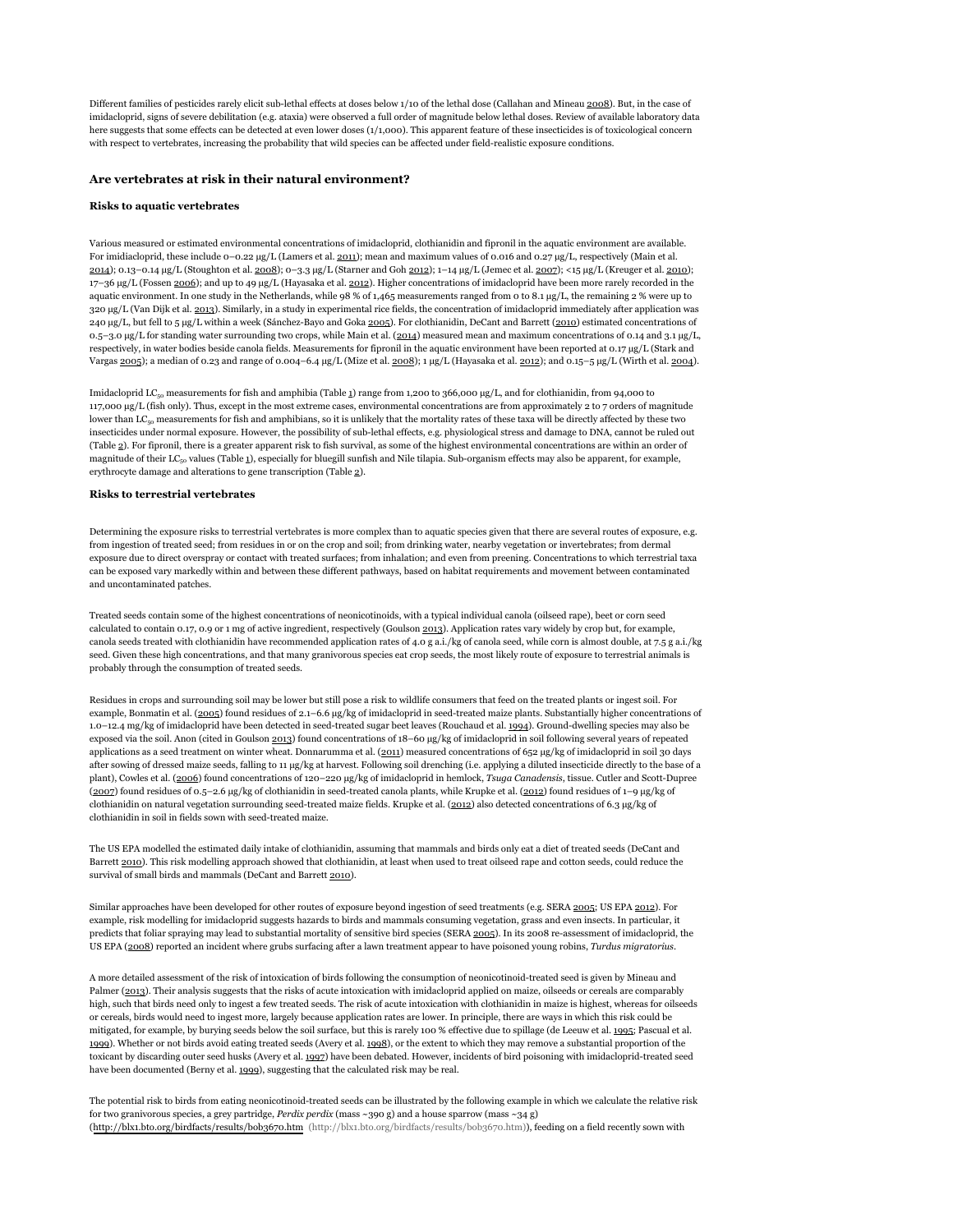Different families of pesticides rarely elicit sub-lethal effects at doses below 1/10 of the lethal dose (Callahan and Mineau 2008). But, in the case of imidacloprid, signs of severe debilitation (e.g. ataxia) were observed a full order of magnitude below lethal doses. Review of available laboratory data here suggests that some effects can be detected at even lower doses (1/1,000). This apparent feature of these insecticides is of toxicological concern with respect to vertebrates, increasing the probability that wild species can be affected under field-realistic exposure conditions.

## Are vertebrates at risk in their natural environment?

### Risks to aquatic vertebrates

Various measured or estimated environmental concentrations of imidacloprid, clothianidin and fipronil in the aquatic environment are available. For imidiacloprid, these include 0–0.22 μg/L (Lamers et al. 2011); mean and maximum values of 0.016 and 0.27 μg/L, respectively (Main et al. 2014); 0.13–0.14 μg/L (Stoughton et al. 2008); 0–3.3 μg/L (Starner and Goh 2012); 1–14 μg/L (Jemec et al. 2007); <15 μg/L (Kreuger et al. 2010); 17–36 μg/L (Fossen 2006); and up to 49 μg/L (Hayasaka et al. 2012). Higher concentrations of imidacloprid have been more rarely recorded in the aquatic environment. In one study in the Netherlands, while 98 % of 1,465 measurements ranged from 0 to 8.1 μg/L, the remaining 2 % were up to 320 μg/L (Van Dijk et al. 2013). Similarly, in a study in experimental rice fields, the concentration of imidacloprid immediately after application was 240 μg/L, but fell to 5 μg/L within a week (Sánchez-Bayo and Goka 2005). For clothianidin, DeCant and Barrett (2010) estimated concentrations of 0.5–3.0 μg/L for standing water surrounding two crops, while Main et al. (2014) measured mean and maximum concentrations of 0.14 and 3.1 μg/L, respectively, in water bodies beside canola fields. Measurements for fipronil in the aquatic environment have been reported at 0.17 μg/L (Stark and Vargas 2005); a median of 0.23 and range of 0.004–6.4 μg/L (Mize et al. 2008); 1 μg/L (Hayasaka et al. 2012); and 0.15–5 μg/L (Wirth et al. 2004).

Imidacloprid $LC_{50}$ measurements for fish and amphibia (Table 1) range from 1,200 to 366,000 μg/L, and for clothianidin, from 94,000 to 117,000 μg/L (fish only). Thus, except in the most extreme cases, environmental concentrations are from approximately 2 to 7 orders of magnitude lower than $LC_{50}$ measurements for fish and amphibians, so it is unlikely that the mortality rates of these taxa will be directly affected by these two insecticides under normal exposure. However, the possibility of sub-lethal effects, e.g. physiological stress and damage to DNA, cannot be ruled out (Table 2). For fipronil, there is a greater apparent risk to fish survival, as some of the highest environmental concentrations are within an order of magnitude of their $LC_{50}$ values (Table 1), especially for bluegill sunfish and Nile tilapia. Sub-organism effects may also be apparent, for example, erythrocyte damage and alterations to gene transcription (Table 2).

### Risks to terrestrial vertebrates

Determining the exposure risks to terrestrial vertebrates is more complex than to aquatic species given that there are several routes of exposure, e.g. from ingestion of treated seed; from residues in or on the crop and soil; from drinking water, nearby vegetation or invertebrates; from dermal exposure due to direct overspray or contact with treated surfaces; from inhalation; and even from preening. Concentrations to which terrestrial taxa can be exposed vary markedly within and between these different pathways, based on habitat requirements and movement between contaminated and uncontaminated patches.

Treated seeds contain some of the highest concentrations of neonicotinoids, with a typical individual canola (oilseed rape), beet or corn seed calculated to contain 0.17, 0.9 or 1 mg of active ingredient, respectively (Goulson 2013). Application rates vary widely by crop but, for example, canola seeds treated with clothianidin have recommended application rates of 4.0 g a.i./kg of canola seed, while corn is almost double, at 7.5 g a.i./kg seed. Given these high concentrations, and that many granivorous species eat crop seeds, the most likely route of exposure to terrestrial animals is probably through the consumption of treated seeds.

Residues in crops and surrounding soil may be lower but still pose a risk to wildlife consumers that feed on the treated plants or ingest soil. For example, Bonmatin et al. (2005) found residues of 2.1–6.6 μg/kg of imidacloprid in seed-treated maize plants. Substantially higher concentrations of 1.0–12.4 mg/kg of imidacloprid have been detected in seed-treated sugar beet leaves (Rouchaud et al. 1994). Ground-dwelling species may also be exposed via the soil. Anon (cited in Goulson 2013) found concentrations of 18–60 μg/kg of imidacloprid in soil following several years of repeated applications as a seed treatment on winter wheat. Donnarumma et al. (2011) measured concentrations of 652 μg/kg of imidacloprid in soil 30 days after sowing of dressed maize seeds, falling to 11 μg/kg at harvest. Following soil drenching (i.e. applying a diluted insecticide directly to the base of a plant), Cowles et al. (2006) found concentrations of 120–220 μg/kg of imidacloprid in hemlock, *Tsuga Canadensis*, tissue. Cutler and Scott-Dupree (2007) found residues of 0.5–2.6 μg/kg of clothianidin in seed-treated canola plants, while Krupke et al. (2012) found residues of 1–9 μg/kg of clothianidin on natural vegetation surrounding seed-treated maize fields. Krupke et al. (2012) also detected concentrations of 6.3 μg/kg of clothianidin in soil in fields sown with seed-treated maize.

The US EPA modelled the estimated daily intake of clothianidin, assuming that mammals and birds only eat a diet of treated seeds (DeCant and Barrett 2010). This risk modelling approach showed that clothianidin, at least when used to treat oilseed rape and cotton seeds, could reduce the survival of small birds and mammals (DeCant and Barrett 2010).

Similar approaches have been developed for other routes of exposure beyond ingestion of seed treatments (e.g. SERA 2005; US EPA 2012). For example, risk modelling for imidacloprid suggests hazards to birds and mammals consuming vegetation, grass and even insects. In particular, it predicts that foliar spraying may lead to substantial mortality of sensitive bird species (SERA 2005). In its 2008 re-assessment of imidacloprid, the US EPA (2008) reported an incident where grubs surfacing after a lawn treatment appear to have poisoned young robins, *Turdus migratorius*.

A more detailed assessment of the risk of intoxication of birds following the consumption of neonicotinoid-treated seed is given by Mineau and Palmer (2013). Their analysis suggests that the risks of acute intoxication with imidacloprid applied on maize, oilseeds or cereals are comparably high, such that birds need only to ingest a few treated seeds. The risk of acute intoxication with clothianidin in maize is highest, whereas for oilseeds or cereals, birds would need to ingest more, largely because application rates are lower. In principle, there are ways in which this risk could be mitigated, for example, by burying seeds below the soil surface, but this is rarely 100 % effective due to spillage (de Leeuw et al. 1995; Pascual et al. 1999). Whether or not birds avoid eating treated seeds (Avery et al. 1998), or the extent to which they may remove a substantial proportion of the toxicant by discarding outer seed husks (Avery et al. 1997) have been debated. However, incidents of bird poisoning with imidacloprid-treated seed have been documented (Berny et al. 1999), suggesting that the calculated risk may be real.

The potential risk to birds from eating neonicotinoid-treated seeds can be illustrated by the following example in which we calculate the relative risk for two granivorous species, a grey partridge, *Perdix perdix* (mass ~390 g) and a house sparrow (mass ~34 g) (http://blx1.bto.org/birdfacts/results/bob3670.htm (http://blx1.bto.org/birdfacts/results/bob3670.htm)), feeding on a field recently sown with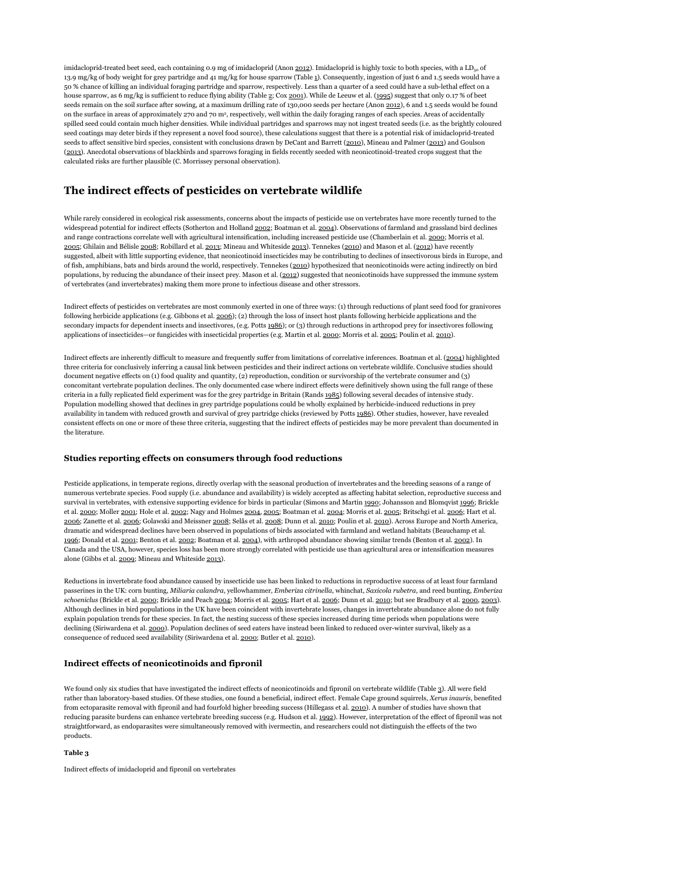imidacloprid-treated beet seed, each containing 0.9 mg of imidacloprid (Anon 2012). Imidacloprid is highly toxic to both species, with a $LD_{50}$ of 13.9 mg/kg of body weight for grey partridge and 41 mg/kg for house sparrow (Table 1). Consequently, ingestion of just 6 and 1.5 seeds would have a 50 % chance of killing an individual foraging partridge and sparrow, respectively. Less than a quarter of a seed could have a sub-lethal effect on a house sparrow, as 6 mg/kg is sufficient to reduce flying ability (Table 2; Cox 2001). While de Leeuw et al. (1995) suggest that only 0.17 % of beet seeds remain on the soil surface after sowing, at a maximum drilling rate of 130,000 seeds per hectare (Anon 2012), 6 and 1.5 seeds would be found on the surface in areas of approximately 270 and 70 m², respectively, well within the daily foraging ranges of each species. Areas of accidentally spilled seed could contain much higher densities. While individual partridges and sparrows may not ingest treated seeds (i.e. as the brightly coloured seed coatings may deter birds if they represent a novel food source), these calculations suggest that there is a potential risk of imidacloprid-treated seeds to affect sensitive bird species, consistent with conclusions drawn by DeCant and Barrett (2010), Mineau and Palmer (2013) and Goulson (2013). Anecdotal observations of blackbirds and sparrows foraging in fields recently seeded with neonicotinoid-treated crops suggest that the calculated risks are further plausible (C. Morrissey personal observation).

## The indirect effects of pesticides on vertebrate wildlife

While rarely considered in ecological risk assessments, concerns about the impacts of pesticide use on vertebrates have more recently turned to the widespread potential for indirect effects (Sotherton and Holland 2002; Boatman et al. 2004). Observations of farmland and grassland bird declines and range contractions correlate well with agricultural intensification, including increased pesticide use (Chamberlain et al. 2000; Morris et al. 2005; Ghilain and Bélisle 2008; Robillard et al. 2013; Mineau and Whiteside 2013). Tennekes (2010) and Mason et al. (2012) have recently suggested, albeit with little supporting evidence, that neonicotinoid insecticides may be contributing to declines of insectivorous birds in Europe, and of fish, amphibians, bats and birds around the world, respectively. Tennekes (2010) hypothesized that neonicotinoids were acting indirectly on bird populations, by reducing the abundance of their insect prey. Mason et al. (2012) suggested that neonicotinoids have suppressed the immune system of vertebrates (and invertebrates) making them more prone to infectious disease and other stressors.

Indirect effects of pesticides on vertebrates are most commonly exerted in one of three ways: (1) through reductions of plant seed food for granivores following herbicide applications (e.g. Gibbons et al. 2006); (2) through the loss of insect host plants following herbicide applications and the secondary impacts for dependent insects and insectivores, (e.g. Potts 1986); or (3) through reductions in arthropod prey for insectivores following applications of insecticides—or fungicides with insecticidal properties (e.g. Martin et al. 2000; Morris et al. 2005; Poulin et al. 2010).

Indirect effects are inherently difficult to measure and frequently suffer from limitations of correlative inferences. Boatman et al. (2004) highlighted three criteria for conclusively inferring a causal link between pesticides and their indirect actions on vertebrate wildlife. Conclusive studies should document negative effects on (1) food quality and quantity, (2) reproduction, condition or survivorship of the vertebrate consumer and (3) concomitant vertebrate population declines. The only documented case where indirect effects were definitively shown using the full range of these criteria in a fully replicated field experiment was for the grey partridge in Britain (Rands 1985) following several decades of intensive study. Population modelling showed that declines in grey partridge populations could be wholly explained by herbicide-induced reductions in prey availability in tandem with reduced growth and survival of grey partridge chicks (reviewed by Potts 1986). Other studies, however, have revealed consistent effects on one or more of these three criteria, suggesting that the indirect effects of pesticides may be more prevalent than documented in the literature.

### Studies reporting effects on consumers through food reductions

Pesticide applications, in temperate regions, directly overlap with the seasonal production of invertebrates and the breeding seasons of a range of numerous vertebrate species. Food supply (i.e. abundance and availability) is widely accepted as affecting habitat selection, reproductive success and survival in vertebrates, with extensive supporting evidence for birds in particular (Simons and Martin 1990; Johansson and Blomqvist 1996; Brickle et al. 2000; Moller 2001; Hole et al. 2002; Nagy and Holmes 2004, 2005; Boatman et al. 2004; Morris et al. 2005; Britschgi et al. 2006; Hart et al. 2006; Zanette et al. 2006; Golawski and Meissner 2008; Selås et al. 2008; Dunn et al. 2010; Poulin et al. 2010). Across Europe and North America, dramatic and widespread declines have been observed in populations of birds associated with farmland and wetland habitats (Beauchamp et al. 1996; Donald et al. 2001; Benton et al. 2002; Boatman et al. 2004), with arthropod abundance showing similar trends (Benton et al. 2002). In Canada and the USA, however, species loss has been more strongly correlated with pesticide use than agricultural area or intensification measures alone (Gibbs et al. 2009; Mineau and Whiteside 2013).

Reductions in invertebrate food abundance caused by insecticide use has been linked to reductions in reproductive success of at least four farmland passerines in the UK: corn bunting, *Miliaria calandra*, yellowhammer, *Emberiza citrinella*, whinchat, *Saxicola rubetra*, and reed bunting, *Emberiza schoeniclus* (Brickle et al. 2000; Brickle and Peach 2004; Morris et al. 2005; Hart et al. 2006; Dunn et al. 2010; but see Bradbury et al. 2000, 2003). Although declines in bird populations in the UK have been coincident with invertebrate losses, changes in invertebrate abundance alone do not fully explain population trends for these species. In fact, the nesting success of these species increased during time periods when populations were declining (Siriwardena et al. 2000). Population declines of seed eaters have instead been linked to reduced over-winter survival, likely as a consequence of reduced seed availability (Siriwardena et al. 2000; Butler et al. 2010).

### Indirect effects of neonicotinoids and fipronil

We found only six studies that have investigated the indirect effects of neonicotinoids and fipronil on vertebrate wildlife (Table 3). All were field rather than laboratory-based studies. Of these studies, one found a beneficial, indirect effect. Female Cape ground squirrels, *Xerus inauris*, benefited from ectoparasite removal with fipronil and had fourfold higher breeding success (Hillegass et al. 2010). A number of studies have shown that reducing parasite burdens can enhance vertebrate breeding success (e.g. Hudson et al. 1992). However, interpretation of the effect of fipronil was not straightforward, as endoparasites were simultaneously removed with ivermectin, and researchers could not distinguish the effects of the two products.

**Table 3**

Indirect effects of imidacloprid and fipronil on vertebrates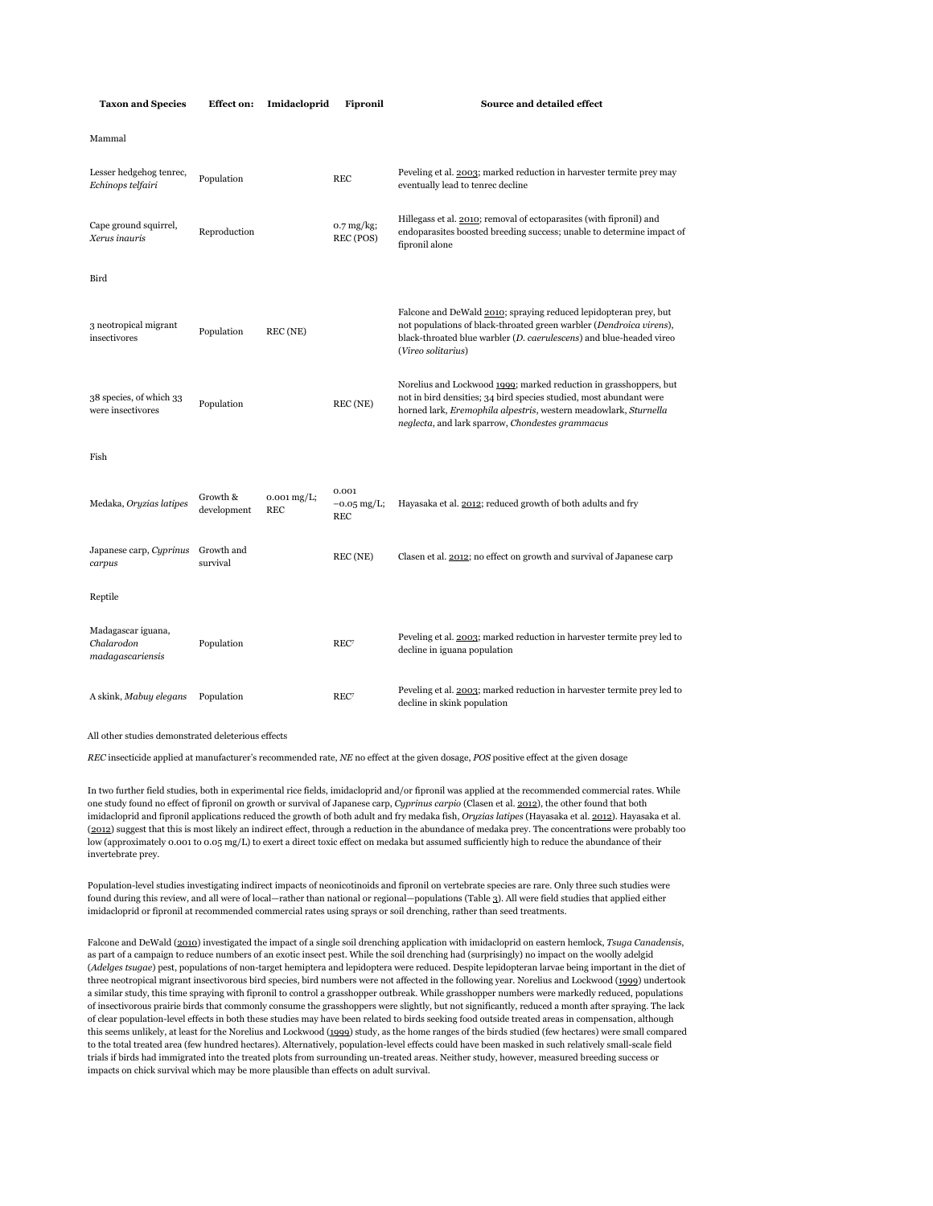| Taxon and Species | Effect on: | Imidacloprid | Fipronil | Source and detailed effect |
|---|---|---|---|---|
| Mammal | | | | |
| Lesser hedgehog tenrec, *Echinops telfairi* | Population | | REC | Peveling et al. 2003; marked reduction in harvester termite prey may eventually lead to tenrec decline |
| Cape ground squirrel, *Xerus inauris* | Reproduction | | 0.7 mg/kg; REC (POS) | Hillegass et al. 2010; removal of ectoparasites (with fipronil) and endoparasites boosted breeding success; unable to determine impact of fipronil alone |
| Bird | | | | |
| 3 neotropical migrant insectivores | Population | REC (NE) | | Falcone and DeWald 2010; spraying reduced lepidopteran prey, but not populations of black-throated green warbler (*Dendroica virens*), black-throated blue warbler (*D. caerulescens*) and blue-headed vireo (*Vireo solitarius*) |
| 38 species, of which 33 were insectivores | Population | | REC (NE) | Norelius and Lockwood 1999; marked reduction in grasshoppers, but not in bird densities; 34 bird species studied, most abundant were horned lark, *Eremophila alpestris*, western meadowlark, *Sturnella neglecta*, and lark sparrow, *Chondestes grammacus* |
| Fish | | | | |
| Medaka, *Oryzias latipes* | Growth & development | 0.001 mg/L; REC | 0.001 –0.05 mg/L; REC | Hayasaka et al. 2012; reduced growth of both adults and fry |
| Japanese carp, *Cyprinus carpus* | Growth and survival | | REC (NE) | Clasen et al. 2012; no effect on growth and survival of Japanese carp |
| Reptile | | | | |
| Madagascar iguana, *Chalarodon madagascariensis* | Population | | REC? | Peveling et al. 2003; marked reduction in harvester termite prey led to decline in iguana population |
| A skink, *Mabuy elegans* | Population | | REC? | Peveling et al. 2003; marked reduction in harvester termite prey led to decline in skink population |

All other studies demonstrated deleterious effects

*REC* insecticide applied at manufacturer's recommended rate, *NE* no effect at the given dosage, *POS* positive effect at the given dosage

In two further field studies, both in experimental rice fields, imidacloprid and/or fipronil was applied at the recommended commercial rates. While one study found no effect of fipronil on growth or survival of Japanese carp, *Cyprinus carpio* (Clasen et al. 2012), the other found that both imidacloprid and fipronil applications reduced the growth of both adult and fry medaka fish, *Oryzias latipes* (Hayasaka et al. 2012). Hayasaka et al. (2012) suggest that this is most likely an indirect effect, through a reduction in the abundance of medaka prey. The concentrations were probably too low (approximately 0.001 to 0.05 mg/L) to exert a direct toxic effect on medaka but assumed sufficiently high to reduce the abundance of their invertebrate prey.

Population-level studies investigating indirect impacts of neonicotinoids and fipronil on vertebrate species are rare. Only three such studies were found during this review, and all were of local—rather than national or regional—populations (Table 3). All were field studies that applied either imidacloprid or fipronil at recommended commercial rates using sprays or soil drenching, rather than seed treatments.

Falcone and DeWald (2010) investigated the impact of a single soil drenching application with imidacloprid on eastern hemlock, *Tsuga Canadensis*, as part of a campaign to reduce numbers of an exotic insect pest. While the soil drenching had (surprisingly) no impact on the woolly adelgid (*Adelges tsugae*) pest, populations of non-target hemiptera and lepidoptera were reduced. Despite lepidopteran larvae being important in the diet of three neotropical migrant insectivorous bird species, bird numbers were not affected in the following year. Norelius and Lockwood (1999) undertook a similar study, this time spraying with fipronil to control a grasshopper outbreak. While grasshopper numbers were markedly reduced, populations of insectivorous prairie birds that commonly consume the grasshoppers were slightly, but not significantly, reduced a month after spraying. The lack of clear population-level effects in both these studies may have been related to birds seeking food outside treated areas in compensation, although this seems unlikely, at least for the Norelius and Lockwood (1999) study, as the home ranges of the birds studied (few hectares) were small compared to the total treated area (few hundred hectares). Alternatively, population-level effects could have been masked in such relatively small-scale field trials if birds had immigrated into the treated plots from surrounding un-treated areas. Neither study, however, measured breeding success or impacts on chick survival which may be more plausible than effects on adult survival.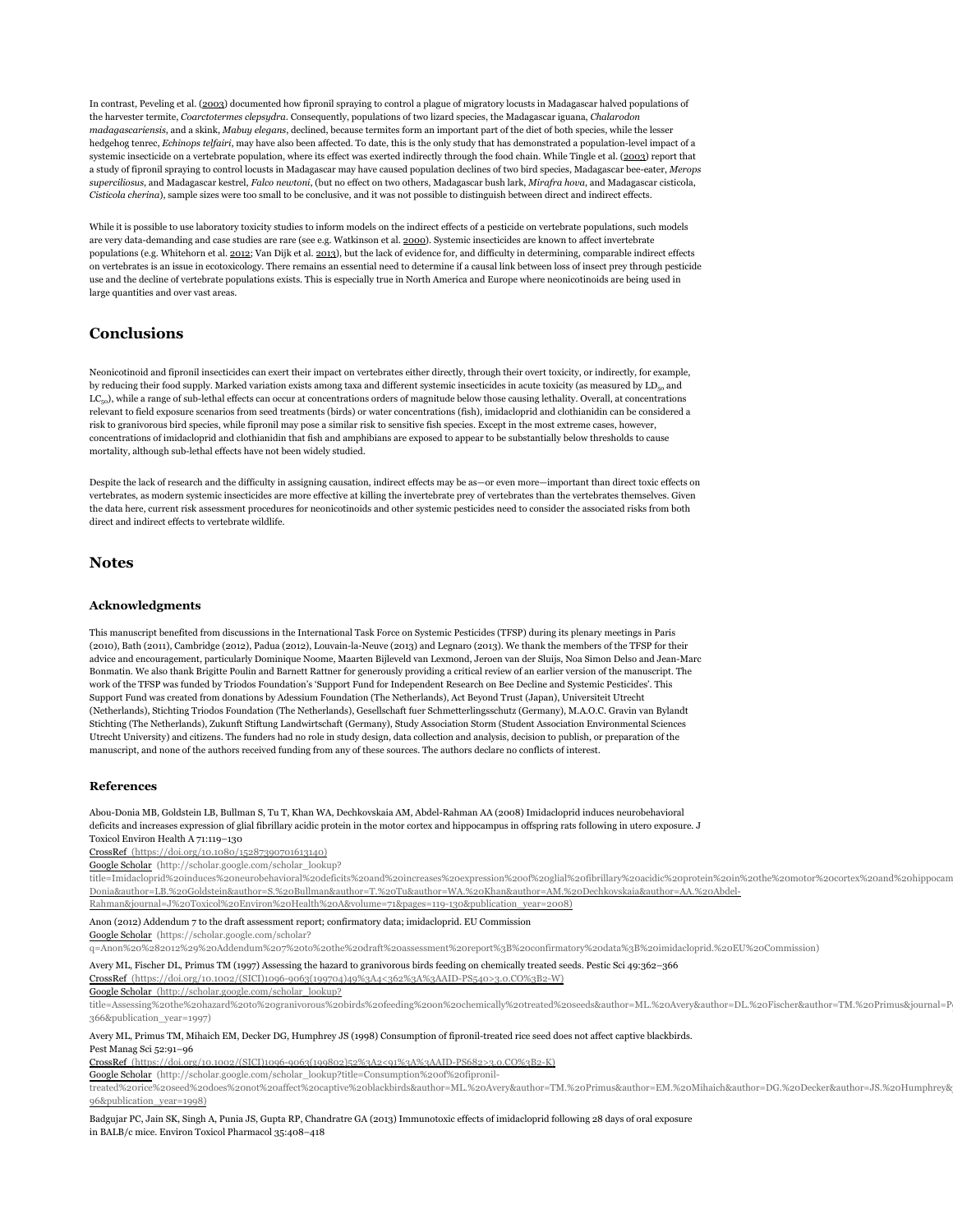In contrast, Peveling et al. (2003) documented how fipronil spraying to control a plague of migratory locusts in Madagascar halved populations of the harvester termite, *Coarctotermes clepsydra*. Consequently, populations of two lizard species, the Madagascar iguana, *Chalarodon madagascariensis*, and a skink, *Mabuy elegans*, declined, because termites form an important part of the diet of both species, while the lesser hedgehog tenrec, *Echinops telfairi*, may have also been affected. To date, this is the only study that has demonstrated a population-level impact of a systemic insecticide on a vertebrate population, where its effect was exerted indirectly through the food chain. While Tingle et al. (2003) report that a study of fipronil spraying to control locusts in Madagascar may have caused population declines of two bird species, Madagascar bee-eater, *Merops superciliosus*, and Madagascar kestrel, *Falco newtoni*, (but no effect on two others, Madagascar bush lark, *Mirafra hova*, and Madagascar cisticola, *Cisticola cherina*), sample sizes were too small to be conclusive, and it was not possible to distinguish between direct and indirect effects.

While it is possible to use laboratory toxicity studies to inform models on the indirect effects of a pesticide on vertebrate populations, such models are very data-demanding and case studies are rare (see e.g. Watkinson et al. 2000). Systemic insecticides are known to affect invertebrate populations (e.g. Whitehorn et al. 2012; Van Dijk et al. 2013), but the lack of evidence for, and difficulty in determining, comparable indirect effects on vertebrates is an issue in ecotoxicology. There remains an essential need to determine if a causal link between loss of insect prey through pesticide use and the decline of vertebrate populations exists. This is especially true in North America and Europe where neonicotinoids are being used in large quantities and over vast areas.

## Conclusions

Neonicotinoid and fipronil insecticides can exert their impact on vertebrates either directly, through their overt toxicity, or indirectly, for example, by reducing their food supply. Marked variation exists among taxa and different systemic insecticides in acute toxicity (as measured by $LD_{50}$ and $LC_{50}$), while a range of sub-lethal effects can occur at concentrations orders of magnitude below those causing lethality. Overall, at concentrations relevant to field exposure scenarios from seed treatments (birds) or water concentrations (fish), imidacloprid and clothianidin can be considered a risk to granivorous bird species, while fipronil may pose a similar risk to sensitive fish species. Except in the most extreme cases, however, concentrations of imidacloprid and clothianidin that fish and amphibians are exposed to appear to be substantially below thresholds to cause mortality, although sub-lethal effects have not been widely studied.

Despite the lack of research and the difficulty in assigning causation, indirect effects may be as—or even more—important than direct toxic effects on vertebrates, as modern systemic insecticides are more effective at killing the invertebrate prey of vertebrates than the vertebrates themselves. Given the data here, current risk assessment procedures for neonicotinoids and other systemic pesticides need to consider the associated risks from both direct and indirect effects to vertebrate wildlife.

## Notes

### Acknowledgments

This manuscript benefited from discussions in the International Task Force on Systemic Pesticides (TFSP) during its plenary meetings in Paris (2010), Bath (2011), Cambridge (2012), Padua (2012), Louvain-la-Neuve (2013) and Legnaro (2013). We thank the members of the TFSP for their advice and encouragement, particularly Dominique Noome, Maarten Bijleveld van Lexmond, Jeroen van der Sluijs, Noa Simon Delso and Jean-Marc Bonmatin. We also thank Brigitte Poulin and Barnett Rattner for generously providing a critical review of an earlier version of the manuscript. The work of the TFSP was funded by Triodos Foundation's 'Support Fund for Independent Research on Bee Decline and Systemic Pesticides'. This Support Fund was created from donations by Adessium Foundation (The Netherlands), Act Beyond Trust (Japan), Universiteit Utrecht (Netherlands), Stichting Triodos Foundation (The Netherlands), Gesellschaft fuer Schmetterlingsschutz (Germany), M.A.O.C. Gravin van Bylandt Stichting (The Netherlands), Zukunft Stiftung Landwirtschaft (Germany), Study Association Storm (Student Association Environmental Sciences Utrecht University) and citizens. The funders had no role in study design, data collection and analysis, decision to publish, or preparation of the manuscript, and none of the authors received funding from any of these sources. The authors declare no conflicts of interest.

### References

Abou-Donia MB, Goldstein LB, Bullman S, Tu T, Khan WA, Dechkovskaia AM, Abdel-Rahman AA (2008) Imidacloprid induces neurobehavioral deficits and increases expression of glial fibrillary acidic protein in the motor cortex and hippocampus in offspring rats following in utero exposure. J Toxicol Environ Health A 71:119–130
CrossRef (https://doi.org/10.1080/15287390701613140)
Google Scholar (http://scholar.google.com/scholar_lookup?title=Imidacloprid%20induces%20neurobehavioral%20deficits%20and%20increases%20expression%20of%20glial%20fibrillary%20acidic%20protein%20in%20the%20motor%20cortex%20and%20hippocam... Donia&author=LB.%20Goldstein&author=S.%20Bullman&author=T.%20Tu&author=WA.%20Khan&author=AM.%20Dechkovskaia&author=AA.%20Abdel-Rahman&journal=J%20Toxicol%20Environ%20Health%20A&volume=71&pages=119-130&publication_year=2008)

Anon (2012) Addendum 7 to the draft assessment report; confirmatory data; imidacloprid. EU Commission
Google Scholar (https://scholar.google.com/scholar?q=Anon%20%282012%29%20Addendum%207%20to%20the%20draft%20assessment%20report%3B%20confirmatory%20data%3B%20imidacloprid.%20EU%20Commission)

Avery ML, Fischer DL, Primus TM (1997) Assessing the hazard to granivorous birds feeding on chemically treated seeds. Pestic Sci 49:362–366
CrossRef (https://doi.org/10.1002/(SICI)1096-9063(199704)49%3A4<362%3A%3AAID-PS540>3.0.CO%3B2-W)
Google Scholar (http://scholar.google.com/scholar_lookup?title=Assessing%20the%20hazard%20to%20granivorous%20birds%20feeding%20on%20chemically%20treated%20seeds&author=ML.%20Avery&author=DL.%20Fischer&author=TM.%20Primus&journal=P... 366&publication_year=1997)

Avery ML, Primus TM, Mihaich EM, Decker DG, Humphrey JS (1998) Consumption of fipronil-treated rice seed does not affect captive blackbirds. Pest Manag Sci 52:91–96
CrossRef (https://doi.org/10.1002/(SICI)1096-9063(199802)52%3A2<91%3A%3AAID-PS682>3.0.CO%3B2-K)
Google Scholar (http://scholar.google.com/scholar_lookup?title=Consumption%20of%20fipronil-treated%20rice%20seed%20does%20not%20affect%20captive%20blackbirds&author=ML.%20Avery&author=TM.%20Primus&author=EM.%20Mihaich&author=DG.%20Decker&author=JS.%20Humphrey&... 96&publication_year=1998)

Badgujar PC, Jain SK, Singh A, Punia JS, Gupta RP, Chandratre GA (2013) Immunotoxic effects of imidacloprid following 28 days of oral exposure in BALB/c mice. Environ Toxicol Pharmacol 35:408–418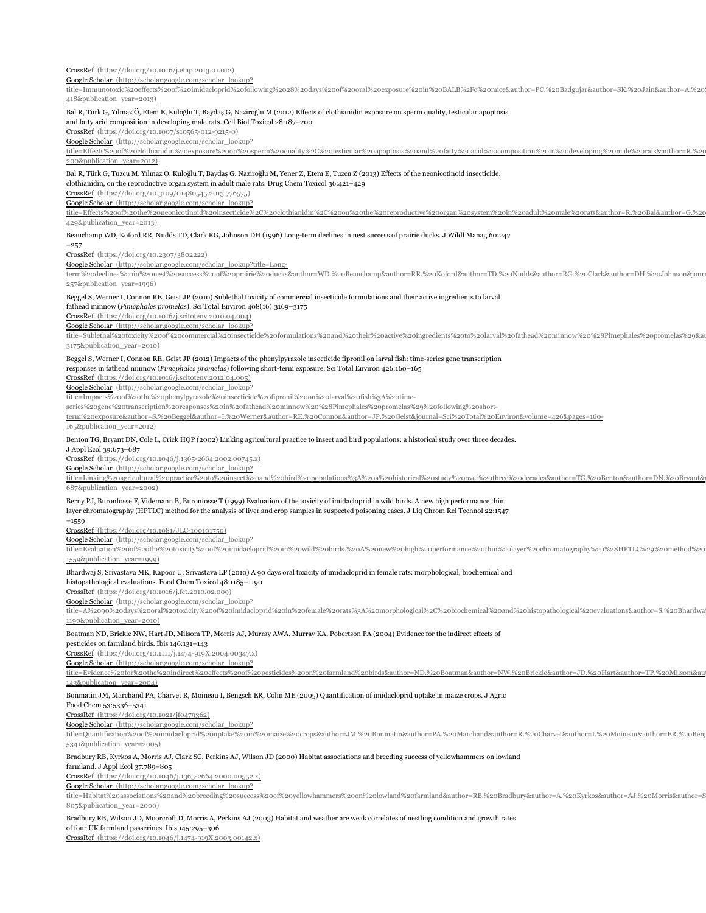CrossRef (https://doi.org/10.1016/j.etap.2013.01.012)
Google Scholar (http://scholar.google.com/scholar_lookup?title=Immunotoxic%20effects%20of%20imidacloprid%20following%2028%20days%20of%20oral%20exposure%20in%20BALB%2Fc%20mice&author=PC.%20Badgujar&author=SK.%20Jain&author=A.%20 418&publication_year=2013)

Bal R, Türk G, Yılmaz Ö, Etem E, Kuloğlu T, Baydaş G, Naziroğlu M (2012) Effects of clothianidin exposure on sperm quality, testicular apoptosis and fatty acid composition in developing male rats. Cell Biol Toxicol 28:187–200
CrossRef (https://doi.org/10.1007/s10565-012-9215-0)
Google Scholar (http://scholar.google.com/scholar_lookup?title=Effects%20of%20clothianidin%20exposure%20on%20sperm%20quality%2C%20testicular%20apoptosis%20and%20fatty%20acid%20composition%20in%20developing%20male%20rats&author=R.%20 200&publication_year=2012)

Bal R, Türk G, Tuzcu M, Yılmaz Ö, Kuloğlu T, Baydaş G, Naziroğlu M, Yener Z, Etem E, Tuzcu Z (2013) Effects of the neonicotinoid insecticide, clothianidin, on the reproductive organ system in adult male rats. Drug Chem Toxicol 36:421–429
CrossRef (https://doi.org/10.3109/01480545.2013.776575)
Google Scholar (http://scholar.google.com/scholar_lookup?title=Effects%20of%20the%20neonicotinoid%20insecticide%2C%20clothianidin%2C%20on%20the%20reproductive%20organ%20system%20in%20adult%20male%20rats&author=R.%20Bal&author=G.%20 429&publication_year=2013)

Beauchamp WD, Koford RR, Nudds TD, Clark RG, Johnson DH (1996) Long-term declines in nest success of prairie ducks. J Wildl Manag 60:247–257
CrossRef (https://doi.org/10.2307/3802222)
Google Scholar (http://scholar.google.com/scholar_lookup?title=Long-term%20declines%20in%20nest%20success%20of%20prairie%20ducks&author=WD.%20Beauchamp&author=RR.%20Koford&author=TD.%20Nudds&author=RG.%20Clark&author=DH.%20Johnson&jour 257&publication_year=1996)

Beggel S, Werner I, Connon RE, Geist JP (2010) Sublethal toxicity of commercial insecticide formulations and their active ingredients to larval fathead minnow (*Pimephales promelas*). Sci Total Environ 408(16):3169–3175
CrossRef (https://doi.org/10.1016/j.scitotenv.2010.04.004)
Google Scholar (http://scholar.google.com/scholar_lookup?title=Sublethal%20toxicity%20of%20commercial%20insecticide%20formulations%20and%20their%20active%20ingredients%20to%20larval%20fathead%20minnow%20%28Pimephales%20promelas%29&au 3175&publication_year=2010)

Beggel S, Werner I, Connon RE, Geist JP (2012) Impacts of the phenylpyrazole insecticide fipronil on larval fish: time-series gene transcription responses in fathead minnow (*Pimephales promelas*) following short-term exposure. Sci Total Environ 426:160–165
CrossRef (https://doi.org/10.1016/j.scitotenv.2012.04.005)
Google Scholar (http://scholar.google.com/scholar_lookup?title=Impacts%20of%20the%20phenylpyrazole%20insecticide%20fipronil%20on%20larval%20fish%3A%20time-series%20gene%20transcription%20responses%20in%20fathead%20minnow%20%28Pimephales%20promelas%29%20following%20short-term%20exposure&author=S.%20Beggel&author=I.%20Werner&author=RE.%20Connon&author=JP.%20Geist&journal=Sci%20Total%20Environ&volume=426&pages=160-165&publication_year=2012)

Benton TG, Bryant DN, Cole L, Crick HQP (2002) Linking agricultural practice to insect and bird populations: a historical study over three decades. J Appl Ecol 39:673–687
CrossRef (https://doi.org/10.1046/j.1365-2664.2002.00745.x)
Google Scholar (http://scholar.google.com/scholar_lookup?title=Linking%20agricultural%20practice%20to%20insect%20and%20bird%20populations%3A%20a%20historical%20study%20over%20three%20decades&author=TG.%20Benton&author=DN.%20Bryant& 687&publication_year=2002)

Berny PJ, Buronfosse F, Videmann B, Buronfosse T (1999) Evaluation of the toxicity of imidacloprid in wild birds. A new high performance thin layer chromatography (HPTLC) method for the analysis of liver and crop samples in suspected poisoning cases. J Liq Chrom Rel Technol 22:1547–1559
CrossRef (https://doi.org/10.1081/JLC-100101750)
Google Scholar (http://scholar.google.com/scholar_lookup?title=Evaluation%20of%20the%20toxicity%20of%20imidacloprid%20in%20wild%20birds.%20A%20new%20high%20performance%20thin%20layer%20chromatography%20%28HPTLC%29%20method%20 1559&publication_year=1999)

Bhardwaj S, Srivastava MK, Kapoor U, Srivastava LP (2010) A 90 days oral toxicity of imidacloprid in female rats: morphological, biochemical and histopathological evaluations. Food Chem Toxicol 48:1185–1190
CrossRef (https://doi.org/10.1016/j.fct.2010.02.009)
Google Scholar (http://scholar.google.com/scholar_lookup?title=A%2090%20days%20oral%20toxicity%20of%20imidacloprid%20in%20female%20rats%3A%20morphological%2C%20biochemical%20and%20histopathological%20evaluations&author=S.%20Bhardwa 1190&publication_year=2010)

Boatman ND, Brickle NW, Hart JD, Milsom TP, Morris AJ, Murray AWA, Murray KA, Pobertson PA (2004) Evidence for the indirect effects of pesticides on farmland birds. Ibis 146:131–143
CrossRef (https://doi.org/10.1111/j.1474-919X.2004.00347.x)
Google Scholar (http://scholar.google.com/scholar_lookup?title=Evidence%20for%20the%20indirect%20effects%20of%20pesticides%20on%20farmland%20birds&author=ND.%20Boatman&author=NW.%20Brickle&author=JD.%20Hart&author=TP.%20Milsom&au 143&publication_year=2004)

Bonmatin JM, Marchand PA, Charvet R, Moineau I, Bengsch ER, Colin ME (2005) Quantification of imidacloprid uptake in maize crops. J Agric Food Chem 53:5336–5341
CrossRef (https://doi.org/10.1021/jf0479362)
Google Scholar (http://scholar.google.com/scholar_lookup?title=Quantification%20of%20imidacloprid%20uptake%20in%20maize%20crops&author=JM.%20Bonmatin&author=PA.%20Marchand&author=R.%20Charvet&author=I.%20Moineau&author=ER.%20Beng 5341&publication_year=2005)

Bradbury RB, Kyrkos A, Morris AJ, Clark SC, Perkins AJ, Wilson JD (2000) Habitat associations and breeding success of yellowhammers on lowland farmland. J Appl Ecol 37:789–805
CrossRef (https://doi.org/10.1046/j.1365-2664.2000.00552.x)
Google Scholar (http://scholar.google.com/scholar_lookup?title=Habitat%20associations%20and%20breeding%20success%20of%20yellowhammers%20on%20lowland%20farmland&author=RB.%20Bradbury&author=A.%20Kyrkos&author=AJ.%20Morris&author=S 805&publication_year=2000)

Bradbury RB, Wilson JD, Moorcroft D, Morris A, Perkins AJ (2003) Habitat and weather are weak correlates of nestling condition and growth rates of four UK farmland passerines. Ibis 145:295–306
CrossRef (https://doi.org/10.1046/j.1474-919X.2003.00142.x)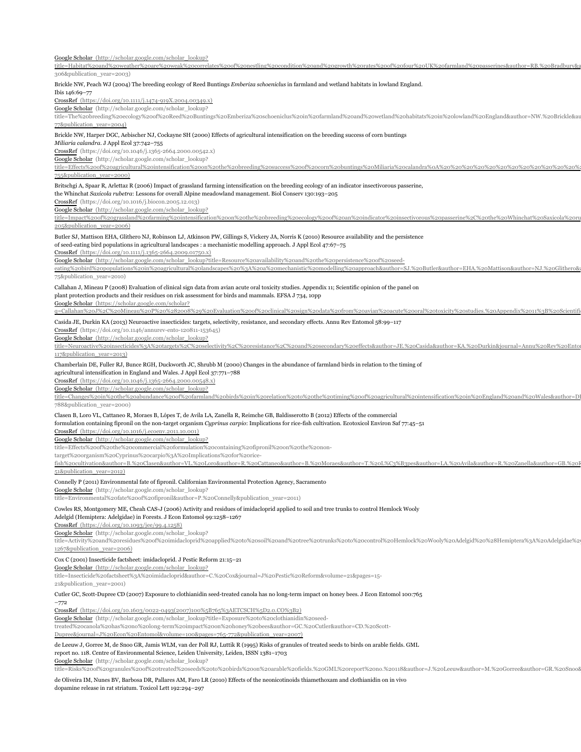Google Scholar (http://scholar.google.com/scholar_lookup?title=Habitat%20and%20weather%20are%20weak%20correlates%20of%20nestling%20condition%20and%20growth%20rates%20of%20four%20UK%20farmland%20passerines&author=RB.%20Bradbury&a 306&publication_year=2003)

Brickle NW, Peach WJ (2004) The breeding ecology of Reed Buntings *Emberiza schoeniclus* in farmland and wetland habitats in lowland England. Ibis 146:69–77

CrossRef (https://doi.org/10.1111/j.1474-919X.2004.00349.x)

Google Scholar (http://scholar.google.com/scholar_lookup?title=The%20breeding%20ecology%20of%20Reed%20Buntings%20Emberiza%20schoeniclus%20in%20farmland%20and%20wetland%20habitats%20in%20lowland%20England&author=NW.%20Brickle&au 77&publication_year=2004)

Brickle NW, Harper DGC, Aebischer NJ, Cockayne SH (2000) Effects of agricultural intensification on the breeding success of corn buntings *Miliaria calandra*. J Appl Ecol 37:742–755

CrossRef (https://doi.org/10.1046/j.1365-2664.2000.00542.x)

Google Scholar (http://scholar.google.com/scholar_lookup?title=Effects%20of%20agricultural%20intensification%20on%20the%20breeding%20success%20of%20corn%20buntings%20Miliaria%20calandra%0A%20%20%20%20%20%20%20%20%20%20%20%20%20%20%20% 755&publication_year=2000)

Britschgi A, Spaar R, Arlettaz R (2006) Impact of grassland farming intensification on the breeding ecology of an indicator insectivorous passerine, the Whinchat *Saxicola rubetra*: Lessons for overall Alpine meadowland management. Biol Conserv 130:193–205

CrossRef (https://doi.org/10.1016/j.biocon.2005.12.013)

Google Scholar (http://scholar.google.com/scholar_lookup?title=Impact%20of%20grassland%20farming%20intensification%20on%20the%20breeding%20ecology%20of%20an%20indicator%20insectivorous%20passerine%2C%20the%20Whinchat%20Saxicola%20ru 205&publication_year=2006)

Butler SJ, Mattison EHA, Glithero NJ, Robinson LJ, Atkinson PW, Gillings S, Vickery JA, Norris K (2010) Resource availability and the persistence of seed-eating bird populations in agricultural landscapes : a mechanistic modelling approach. J Appl Ecol 47:67–75

CrossRef (https://doi.org/10.1111/j.1365-2664.2009.01750.x)

Google Scholar (http://scholar.google.com/scholar_lookup?title=Resource%20availability%20and%20the%20persistence%20of%20seed-eating%20bird%20populations%20in%20agricultural%20landscapes%20%3A%20a%20mechanistic%20modelling%20approach&author=SJ.%20Butler&author=EHA.%20Mattison&author=NJ.%20Glithero& 75&publication_year=2010)

Callahan J, Mineau P (2008) Evaluation of clinical sign data from avian acute oral toxicity studies. Appendix 11; Scientific opinion of the panel on plant protection products and their residues on risk assessment for birds and mammals. EFSA J 734, 10pp

Google Scholar (https://scholar.google.com/scholar?q=Callahan%20J%2C%20Mineau%20P%20%282008%29%20Evaluation%20of%20clinical%20sign%20data%20from%20avian%20acute%20oral%20toxicity%20studies.%20Appendix%2011%3B%20Scientifi

Casida JE, Durkin KA (2013) Neuroactive insecticides: targets, selectivity, resistance, and secondary effects. Annu Rev Entomol 58:99–117

CrossRef (https://doi.org/10.1146/annurev-ento-120811-153645)

Google Scholar (http://scholar.google.com/scholar_lookup?title=Neuroactive%20insecticides%3A%20targets%2C%20selectivity%2C%20resistance%2C%20and%20secondary%20effects&author=JE.%20Casida&author=KA.%20Durkin&journal=Annu%20Rev%20Entor 117&publication_year=2013)

Chamberlain DE, Fuller RJ, Bunce RGH, Duckworth JC, Shrubb M (2000) Changes in the abundance of farmland birds in relation to the timing of agricultural intensification in England and Wales. J Appl Ecol 37:771–788

CrossRef (https://doi.org/10.1046/j.1365-2664.2000.00548.x)

Google Scholar (http://scholar.google.com/scholar_lookup?title=Changes%20in%20the%20abundance%20of%20farmland%20birds%20in%20relation%20to%20the%20timing%20of%20agricultural%20intensification%20in%20England%20and%20Wales&author=D 788&publication_year=2000)

Clasen B, Loro VL, Cattaneo R, Moraes B, Lópes T, de Avila LA, Zanella R, Reimche GB, Baldisserotto B (2012) Effects of the commercial formulation containing fipronil on the non-target organism *Cyprinus carpio*: Implications for rice-fish cultivation. Ecotoxicol Environ Saf 77:45–51

CrossRef (https://doi.org/10.1016/j.ecoenv.2011.10.001)

Google Scholar (http://scholar.google.com/scholar_lookup?title=Effects%20of%20the%20commercial%20formulation%20containing%20fipronil%20on%20the%20non-target%20organism%20Cyprinus%20carpio%3A%20Implications%20for%20rice-fish%20cultivation&author=B.%20Clasen&author=VL.%20Loro&author=R.%20Cattaneo&author=B.%20Moraes&author=T.%20L%C3%B3pes&author=LA.%20Avila&author=R.%20Zanella&author=GB.%20F 51&publication_year=2012)

Connelly P (2011) Environmental fate of fipronil. Californian Environmental Protection Agency, Sacramento

Google Scholar (http://scholar.google.com/scholar_lookup?title=Environmental%20fate%20of%20fipronil&author=P.%20Connelly&publication_year=2011)

Cowles RS, Montgomery ME, Cheah CAS-J (2006) Activity and residues of imidacloprid applied to soil and tree trunks to control Hemlock Wooly Adelgid (Hemiptera: Adelgidae) in Forests. J Econ Entomol 99:1258–1267

CrossRef (https://doi.org/10.1093/jee/99.4.1258)

Google Scholar (http://scholar.google.com/scholar_lookup?title=Activity%20and%20residues%20of%20imidacloprid%20applied%20to%20soil%20and%20tree%20trunks%20to%20control%20Hemlock%20Wooly%20Adelgid%20%28Hemiptera%3A%20Adelgidae%2 1267&publication_year=2006)

Cox C (2001) Insecticide factsheet: imidacloprid. J Pestic Reform 21:15–21

Google Scholar (http://scholar.google.com/scholar_lookup?title=Insecticide%20factsheet%3A%20imidacloprid&author=C.%20Cox&journal=J%20Pestic%20Reform&volume=21&pages=15-21&publication_year=2001)

Cutler GC, Scott-Dupree CD (2007) Exposure to clothianidin seed-treated canola has no long-term impact on honey bees. J Econ Entomol 100:765–772

CrossRef (https://doi.org/10.1603/0022-0493(2007)100%5B765%3AETCSCH%5D2.0.CO%3B2)

Google Scholar (http://scholar.google.com/scholar_lookup?title=Exposure%20to%20clothianidin%20seed-treated%20canola%20has%20no%20long-term%20impact%20on%20honey%20bees&author=GC.%20Cutler&author=CD.%20Scott-Dupree&journal=J%20Econ%20Entomol&volume=100&pages=765-772&publication_year=2007)

de Leeuw J, Gorree M, de Snoo GR, Jamis WLM, van der Poll RJ, Luttik R (1995) Risks of granules of treated seeds to birds on arable fields. GML report no. 118. Centre of Environmental Science, Leiden University, Leiden, ISSN 1381–1703

Google Scholar (http://scholar.google.com/scholar_lookup?title=Risks%20of%20granules%20of%20treated%20seeds%20to%20birds%20on%20arable%20fields.%20GML%20report%20no.%20118&author=J.%20Leeuw&author=M.%20Gorree&author=GR.%20Snoo&

de Oliveira IM, Nunes BV, Barbosa DR, Pallares AM, Faro LR (2010) Effects of the neonicotinoids thiamethoxam and clothianidin on in vivo dopamine release in rat striatum. Toxicol Lett 192:294–297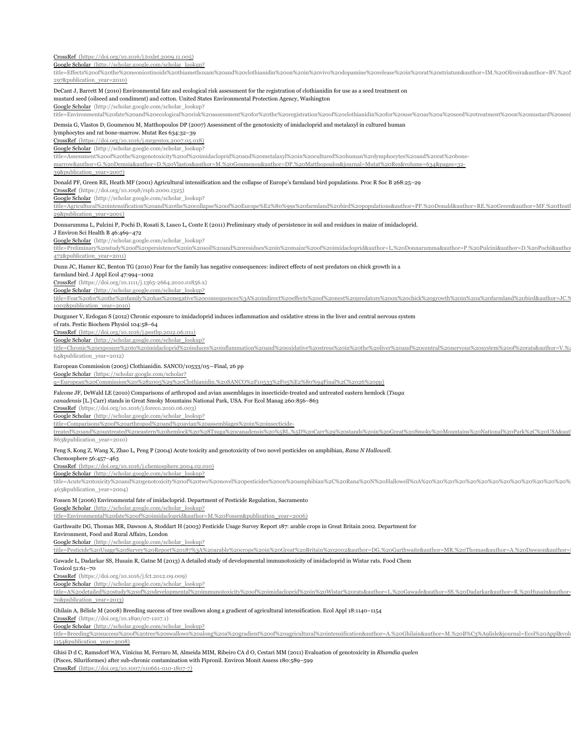CrossRef (https://doi.org/10.1016/j.toxlet.2009.11.005)
Google Scholar (http://scholar.google.com/scholar_lookup?title=Effects%20of%20the%20neonicotinoids%20thiamethoxam%20and%20clothianidin%20on%20in%20vivo%20dopamine%20release%20in%20rat%20striatum&author=IM.%20Oliveira&author=BV.%20N 297&publication_year=2010)

DeCant J, Barrett M (2010) Environmental fate and ecological risk assessment for the registration of clothianidin for use as a seed treatment on mustard seed (oilseed and condiment) and cotton. United States Environmental Protection Agency, Washington
Google Scholar (http://scholar.google.com/scholar_lookup?title=Environmental%20fate%20and%20ecological%20risk%20assessment%20for%20the%20registration%20of%20clothianidin%20for%20use%20as%20a%20seed%20treatment%20on%20mustard%20seed

Demsia G, Vlastos D, Goumenou M, Matthopoulos DP (2007) Assessment of the genotoxicity of imidacloprid and metalaxyl in cultured human lymphocytes and rat bone-marrow. Mutat Res 634:32–39
CrossRef (https://doi.org/10.1016/j.mrgentox.2007.05.018)
Google Scholar (http://scholar.google.com/scholar_lookup?title=Assessment%20of%20the%20genotoxicity%20of%20imidacloprid%20and%20metalaxyl%20in%20cultured%20human%20lymphocytes%20and%20rat%20bone-marrow&author=G.%20Demsia&author=D.%20Vlastos&author=M.%20Goumenou&author=DP.%20Matthopoulos&journal=Mutat%20Res&volume=634&pages=32-39&publication_year=2007)

Donald PF, Green RE, Heath MF (2001) Agricultural intensification and the collapse of Europe's farmland bird populations. Proc R Soc B 268:25–29
CrossRef (https://doi.org/10.1098/rspb.2000.1325)
Google Scholar (http://scholar.google.com/scholar_lookup?title=Agricultural%20intensification%20and%20the%20collapse%20of%20Europe%E2%80%99s%20farmland%20bird%20populations&author=PF.%20Donald&author=RE.%20Green&author=MF.%20Heath 29&publication_year=2001)

Donnarumma L, Pulcini P, Pochi D, Rosati S, Lusco L, Conte E (2011) Preliminary study of persistence in soil and residues in maize of imidacloprid. J Environ Sci Health B 46:469–472
Google Scholar (http://scholar.google.com/scholar_lookup?title=Preliminary%20study%20of%20persistence%20in%20soil%20and%20residues%20in%20maize%20of%20imidacloprid&author=L.%20Donnarumma&author=P.%20Pulcini&author=D.%20Pochi&author 472&publication_year=2011)

Dunn JC, Hamer KC, Benton TG (2010) Fear for the family has negative consequences: indirect effects of nest predators on chick growth in a farmland bird. J Appl Ecol 47:994–1002
CrossRef (https://doi.org/10.1111/j.1365-2664.2010.01856.x)
Google Scholar (http://scholar.google.com/scholar_lookup?title=Fear%20for%20the%20family%20has%20negative%20consequences%3A%20indirect%20effects%20of%20nest%20predators%20on%20chick%20growth%20in%20a%20farmland%20bird&author=JC.% 1002&publication_year=2010)

Duzguner V, Erdogan S (2012) Chronic exposure to imidacloprid induces inflammation and oxidative stress in the liver and central nervous system of rats. Pestic Biochem Physiol 104:58–64
CrossRef (https://doi.org/10.1016/j.pestbp.2012.06.011)
Google Scholar (http://scholar.google.com/scholar_lookup?title=Chronic%20exposure%20to%20imidacloprid%20induces%20inflammation%20and%20oxidative%20stress%20in%20the%20liver%20and%20central%20nervous%20system%20of%20rats&author=V.% 64&publication_year=2012)

European Commission (2005) Clothianidin. SANCO/10533/05—Final, 26 pp
Google Scholar (https://scholar.google.com/scholar?q=European%20Commission%20%282005%29%20Clothianidin.%20SANCO%2F10533%2F05%E2%80%94Final%2C%2026%20pp)

Falcone JF, DeWald LE (2010) Comparisons of arthropod and avian assemblages in insecticide-treated and untreated eastern hemlock (*Tsuga canadensis* [L.] Carr) stands in Great Smoky Mountains National Park, USA. For Ecol Manag 260:856–863
CrossRef (https://doi.org/10.1016/j.foreco.2010.06.003)
Google Scholar (http://scholar.google.com/scholar_lookup?title=Comparisons%20of%20arthropod%20and%20avian%20assemblages%20in%20insecticide-treated%20and%20untreated%20eastern%20hemlock%20%28Tsuga%20canadensis%20%5BL.%5D%20Carr%29%20stands%20in%20Great%20Smoky%20Mountains%20National%20Park%2C%20USA&auth 863&publication_year=2010)

Feng S, Kong Z, Wang X, Zhao L, Peng P (2004) Acute toxicity and genotoxicity of two novel pesticides on amphibian, *Rana N Hallowell*. Chemosphere 56:457–463
CrossRef (https://doi.org/10.1016/j.chemosphere.2004.02.010)
Google Scholar (http://scholar.google.com/scholar_lookup?title=Acute%20toxicity%20and%20genotoxicity%20of%20two%20novel%20pesticides%20on%20amphibian%2C%20Rana%20N%20Hallowell%0A%20%20%20%20%20%20%20%20%20%20%20%20%20%20% 463&publication_year=2004)

Fossen M (2006) Environmental fate of imidacloprid. Department of Pesticide Regulation, Sacramento
Google Scholar (http://scholar.google.com/scholar_lookup?title=Environmental%20fate%20of%20imidacloprid&author=M.%20Fossen&publication_year=2006)

Garthwaite DG, Thomas MR, Dawson A, Stoddart H (2003) Pesticide Usage Survey Report 187: arable crops in Great Britain 2002. Department for Environment, Food and Rural Affairs, London
Google Scholar (http://scholar.google.com/scholar_lookup?title=Pesticide%20Usage%20Survey%20Report%20187%3A%20arable%20crops%20in%20Great%20Britain%202002&author=DG.%20Garthwaite&author=MR.%20Thomas&author=A.%20Dawson&author=

Gawade L, Dadarkar SS, Husain R, Gatne M (2013) A detailed study of developmental immunotoxicity of imidacloprid in Wistar rats. Food Chem Toxicol 51:61–70
CrossRef (https://doi.org/10.1016/j.fct.2012.09.009)
Google Scholar (http://scholar.google.com/scholar_lookup?title=A%20detailed%20study%20of%20developmental%20immunotoxicity%20of%20imidacloprid%20in%20Wistar%20rats&author=L.%20Gawade&author=SS.%20Dadarkar&author=R.%20Husain&author= 70&publication_year=2013)

Ghilain A, Bélisle M (2008) Breeding success of tree swallows along a gradient of agricultural intensification. Ecol Appl 18:1140–1154
CrossRef (https://doi.org/10.1890/07-1107.1)
Google Scholar (http://scholar.google.com/scholar_lookup?title=Breeding%20success%20of%20tree%20swallows%20along%20a%20gradient%20of%20agricultural%20intensification&author=A.%20Ghilain&author=M.%20B%C3%A9lisle&journal=Ecol%20Appl&volu 1154&publication_year=2008)

Ghisi D d C, Ramsdorf WA, Vinícius M, Ferraro M, Almeida MIM, Ribeiro CA d O, Cestari MM (2011) Evaluation of genotoxicity in *Rhamdia quelen* (Pisces, Siluriformes) after sub-chronic contamination with Fipronil. Environ Monit Assess 180:589–599
CrossRef (https://doi.org/10.1007/s10661-010-1807-7)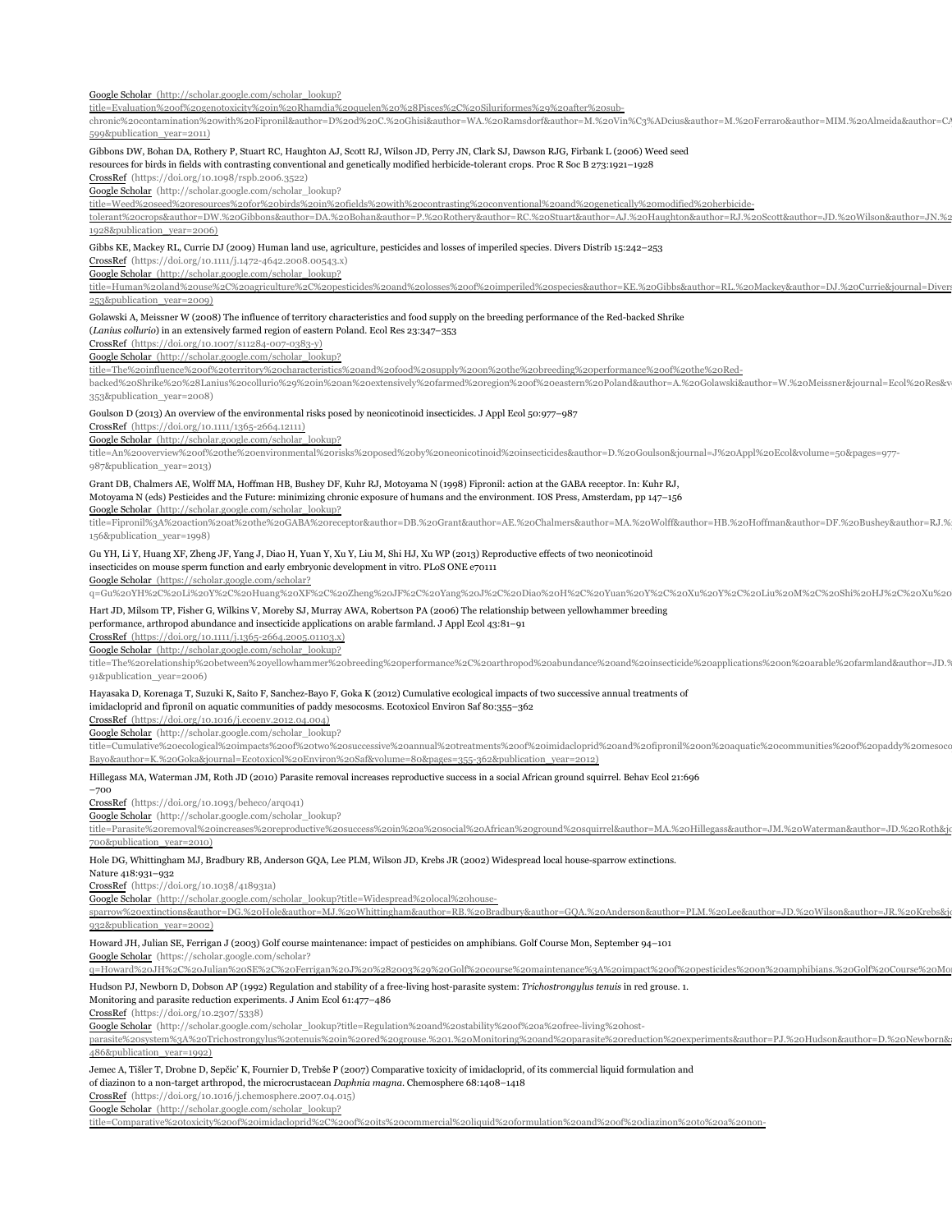Google Scholar (http://scholar.google.com/scholar_lookup?title=Evaluation%20of%20genotoxicity%20in%20Rhamdia%20quelen%20%28Pisces%2C%20Siluriformes%29%20after%20sub-chronic%20contamination%20with%20Fipronil&author=D%20d%20C.%20Ghisi&author=WA.%20Ramsdorf&author=M.%20Vin%C3%ADcius&author=M.%20Ferraro&author=MIM.%20Almeida&author=CA 599&publication_year=2011)

Gibbons DW, Bohan DA, Rothery P, Stuart RC, Haughton AJ, Scott RJ, Wilson JD, Perry JN, Clark SJ, Dawson RJG, Firbank L (2006) Weed seed resources for birds in fields with contrasting conventional and genetically modified herbicide-tolerant crops. Proc R Soc B 273:1921–1928

CrossRef (https://doi.org/10.1098/rspb.2006.3522)

Google Scholar (http://scholar.google.com/scholar_lookup?title=Weed%20seed%20resources%20for%20birds%20in%20fields%20with%20contrasting%20conventional%20and%20genetically%20modified%20herbicide-tolerant%20crops&author=DW.%20Gibbons&author=DA.%20Bohan&author=P.%20Rothery&author=RC.%20Stuart&author=AJ.%20Haughton&author=RJ.%20Scott&author=JD.%20Wilson&author=JN.%2 1928&publication_year=2006)

Gibbs KE, Mackey RL, Currie DJ (2009) Human land use, agriculture, pesticides and losses of imperiled species. Divers Distrib 15:242–253

CrossRef (https://doi.org/10.1111/j.1472-4642.2008.00543.x)

Google Scholar (http://scholar.google.com/scholar_lookup?title=Human%20land%20use%2C%20agriculture%2C%20pesticides%20and%20losses%20of%20imperiled%20species&author=KE.%20Gibbs&author=RL.%20Mackey&author=DJ.%20Currie&journal=Divers 253&publication_year=2009)

Golawski A, Meissner W (2008) The influence of territory characteristics and food supply on the breeding performance of the Red-backed Shrike (*Lanius collurio*) in an extensively farmed region of eastern Poland. Ecol Res 23:347–353

CrossRef (https://doi.org/10.1007/s11284-007-0383-y)

Google Scholar (http://scholar.google.com/scholar_lookup?title=The%20influence%20of%20territory%20characteristics%20and%20food%20supply%20on%20the%20breeding%20performance%20of%20the%20Red-backed%20Shrike%20%28Lanius%20collurio%29%20in%20an%20extensively%20farmed%20region%20of%20eastern%20Poland&author=A.%20Golawski&author=W.%20Meissner&journal=Ecol%20Res&v 353&publication_year=2008)

Goulson D (2013) An overview of the environmental risks posed by neonicotinoid insecticides. J Appl Ecol 50:977–987

CrossRef (https://doi.org/10.1111/1365-2664.12111)

Google Scholar (http://scholar.google.com/scholar_lookup?title=An%20overview%20of%20the%20environmental%20risks%20posed%20by%20neonicotinoid%20insecticides&author=D.%20Goulson&journal=J%20Appl%20Ecol&volume=50&pages=977-987&publication_year=2013)

Grant DB, Chalmers AE, Wolff MA, Hoffman HB, Bushey DF, Kuhr RJ, Motoyama N (1998) Fipronil: action at the GABA receptor. In: Kuhr RJ, Motoyama N (eds) Pesticides and the Future: minimizing chronic exposure of humans and the environment. IOS Press, Amsterdam, pp 147–156

Google Scholar (http://scholar.google.com/scholar_lookup?title=Fipronil%3A%20action%20at%20the%20GABA%20receptor&author=DB.%20Grant&author=AE.%20Chalmers&author=MA.%20Wolff&author=HB.%20Hoffman&author=DF.%20Bushey&author=RJ.% 156&publication_year=1998)

Gu YH, Li Y, Huang XF, Zheng JF, Yang J, Diao H, Yuan Y, Xu Y, Liu M, Shi HJ, Xu WP (2013) Reproductive effects of two neonicotinoid insecticides on mouse sperm function and early embryonic development in vitro. PLoS ONE e70111

Google Scholar (https://scholar.google.com/scholar?q=Gu%20YH%2C%20Li%20Y%2C%20Huang%20XF%2C%20Zheng%20JF%2C%20Yang%20J%2C%20Diao%20H%2C%20Yuan%20Y%2C%20Xu%20Y%2C%20Liu%20M%2C%20Shi%20HJ%2C%20Xu%20

Hart JD, Milsom TP, Fisher G, Wilkins V, Moreby SJ, Murray AWA, Robertson PA (2006) The relationship between yellowhammer breeding performance, arthropod abundance and insecticide applications on arable farmland. J Appl Ecol 43:81–91

CrossRef (https://doi.org/10.1111/j.1365-2664.2005.01103.x)

Google Scholar (http://scholar.google.com/scholar_lookup?title=The%20relationship%20between%20yellowhammer%20breeding%20performance%2C%20arthropod%20abundance%20and%20insecticide%20applications%20on%20arable%20farmland&author=JD.% 91&publication_year=2006)

Hayasaka D, Korenaga T, Suzuki K, Saito F, Sanchez-Bayo F, Goka K (2012) Cumulative ecological impacts of two successive annual treatments of imidacloprid and fipronil on aquatic communities of paddy mesocosms. Ecotoxicol Environ Saf 80:355–362

CrossRef (https://doi.org/10.1016/j.ecoenv.2012.04.004)

Google Scholar (http://scholar.google.com/scholar_lookup?title=Cumulative%20ecological%20impacts%20of%20two%20successive%20annual%20treatments%20of%20imidacloprid%20and%20fipronil%20on%20aquatic%20communities%20of%20paddy%20mesoco Bayo&author=K.%20Goka&journal=Ecotoxicol%20Environ%20Saf&volume=80&pages=355-362&publication_year=2012)

Hillegass MA, Waterman JM, Roth JD (2010) Parasite removal increases reproductive success in a social African ground squirrel. Behav Ecol 21:696–700

CrossRef (https://doi.org/10.1093/beheco/arq041)

Google Scholar (http://scholar.google.com/scholar_lookup?title=Parasite%20removal%20increases%20reproductive%20success%20in%20a%20social%20African%20ground%20squirrel&author=MA.%20Hillegass&author=JM.%20Waterman&author=JD.%20Roth&j 700&publication_year=2010)

Hole DG, Whittingham MJ, Bradbury RB, Anderson GQA, Lee PLM, Wilson JD, Krebs JR (2002) Widespread local house-sparrow extinctions. Nature 418:931–932

CrossRef (https://doi.org/10.1038/418931a)

Google Scholar (http://scholar.google.com/scholar_lookup?title=Widespread%20local%20house-sparrow%20extinctions&author=DG.%20Hole&author=MJ.%20Whittingham&author=RB.%20Bradbury&author=GQA.%20Anderson&author=PLM.%20Lee&author=JD.%20Wilson&author=JR.%20Krebs&j 932&publication_year=2002)

Howard JH, Julian SE, Ferrigan J (2003) Golf course maintenance: impact of pesticides on amphibians. Golf Course Mon, September 94–101

Google Scholar (https://scholar.google.com/scholar?q=Howard%20JH%2C%20Julian%20SE%2C%20Ferrigan%20J%20%282003%29%20Golf%20course%20maintenance%3A%20impact%20of%20pesticides%20on%20amphibians.%20Golf%20Course%20Mo

Hudson PJ, Newborn D, Dobson AP (1992) Regulation and stability of a free-living host-parasite system: *Trichostrongylus tenuis* in red grouse. 1. Monitoring and parasite reduction experiments. J Anim Ecol 61:477–486

CrossRef (https://doi.org/10.2307/5338)

Google Scholar (http://scholar.google.com/scholar_lookup?title=Regulation%20and%20stability%20of%20a%20free-living%20host-parasite%20system%3A%20Trichostrongylus%20tenuis%20in%20red%20grouse.%201.%20Monitoring%20and%20parasite%20reduction%20experiments&author=PJ.%20Hudson&author=D.%20Newborn& 486&publication_year=1992)

Jemec A, Tišler T, Drobne D, Sepčic' K, Fournier D, Trebše P (2007) Comparative toxicity of imidacloprid, of its commercial liquid formulation and of diazinon to a non-target arthropod, the microcrustacean *Daphnia magna*. Chemosphere 68:1408–1418

CrossRef (https://doi.org/10.1016/j.chemosphere.2007.04.015)

Google Scholar (http://scholar.google.com/scholar_lookup?title=Comparative%20toxicity%20of%20imidacloprid%2C%20of%20its%20commercial%20liquid%20formulation%20and%20of%20diazinon%20to%20a%20non-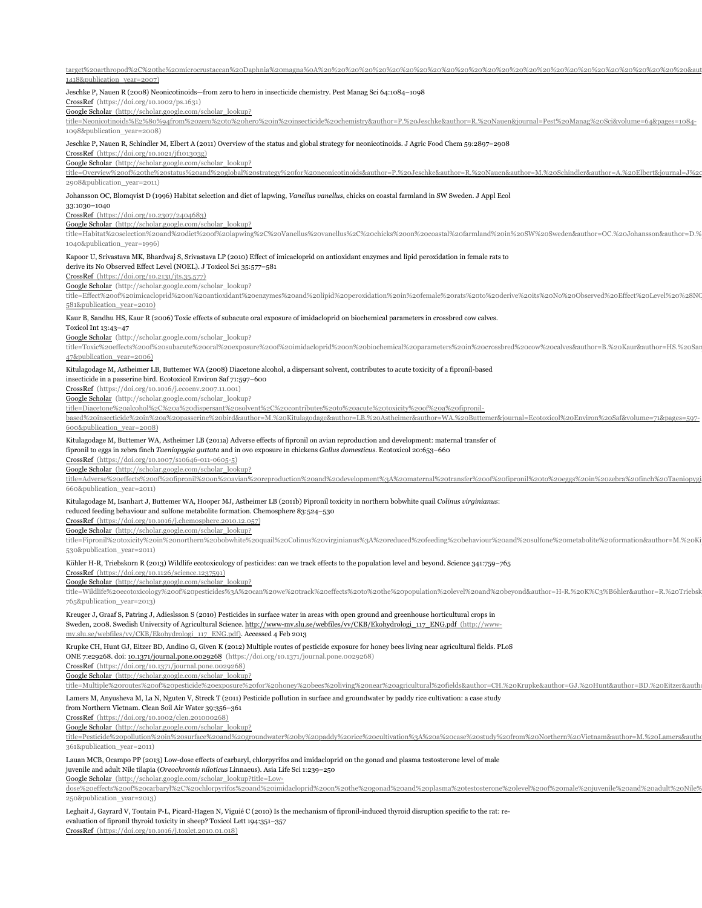target%20arthropod%2C%20the%20microcrustacean%20Daphnia%20magna%0A%20%20%20%20%20%20%20%20%20%20%20%20%20%20%20%20%20%20%20%20%20%20%20%20%20%20%20%20%20%20%20%20&aut
1418&publication_year=2007)

Jeschke P, Nauen R (2008) Neonicotinoids—from zero to hero in insecticide chemistry. Pest Manag Sci 64:1084–1098
CrossRef (https://doi.org/10.1002/ps.1631)
Google Scholar (http://scholar.google.com/scholar_lookup?
title=Neonicotinoids%E2%80%94from%20zero%20to%20hero%20in%20insecticide%20chemistry&author=P.%20Jeschke&author=R.%20Nauen&journal=Pest%20Manag%20Sci&volume=64&pages=1084-
1098&publication_year=2008)

Jeschke P, Nauen R, Schindler M, Elbert A (2011) Overview of the status and global strategy for neonicotinoids. J Agric Food Chem 59:2897–2908
CrossRef (https://doi.org/10.1021/jf101303g)
Google Scholar (http://scholar.google.com/scholar_lookup?
title=Overview%20of%20the%20status%20and%20global%20strategy%20for%20neonicotinoids&author=P.%20Jeschke&author=R.%20Nauen&author=M.%20Schindler&author=A.%20Elbert&journal=J%2
2908&publication_year=2011)

Johansson OC, Blomqvist D (1996) Habitat selection and diet of lapwing, *Vanellus vanellus*, chicks on coastal farmland in SW Sweden. J Appl Ecol
33:1030–1040
CrossRef (https://doi.org/10.2307/2404683)
Google Scholar (http://scholar.google.com/scholar_lookup?
title=Habitat%20selection%20and%20diet%20of%20lapwing%2C%20Vanellus%20vanellus%2C%20chicks%20on%20coastal%20farmland%20in%20SW%20Sweden&author=OC.%20Johansson&author=D.%
1040&publication_year=1996)

Kapoor U, Srivastava MK, Bhardwaj S, Srivastava LP (2010) Effect of imicacloprid on antioxidant enzymes and lipid peroxidation in female rats to
derive its No Observed Effect Level (NOEL). J Toxicol Sci 35:577–581
CrossRef (https://doi.org/10.2131/jts.35.577)
Google Scholar (http://scholar.google.com/scholar_lookup?
title=Effect%20of%20imicacloprid%20on%20antioxidant%20enzymes%20and%20lipid%20peroxidation%20in%20female%20rats%20to%20derive%20its%20No%20Observed%20Effect%20Level%20%28NO
581&publication_year=2010)

Kaur B, Sandhu HS, Kaur R (2006) Toxic effects of subacute oral exposure of imidacloprid on biochemical parameters in crossbred cow calves.
Toxicol Int 13:43–47
Google Scholar (http://scholar.google.com/scholar_lookup?
title=Toxic%20effects%20of%20subacute%20oral%20exposure%20of%20imidacloprid%20on%20biochemical%20parameters%20in%20crossbred%20cow%20calves&author=B.%20Kaur&author=HS.%20San
47&publication_year=2006)

Kitulagodage M, Astheimer LB, Buttemer WA (2008) Diacetone alcohol, a dispersant solvent, contributes to acute toxicity of a fipronil-based
insecticide in a passerine bird. Ecotoxicol Environ Saf 71:597–600
CrossRef (https://doi.org/10.1016/j.ecoenv.2007.11.001)
Google Scholar (http://scholar.google.com/scholar_lookup?
title=Diacetone%20alcohol%2C%20a%20dispersant%20solvent%2C%20contributes%20to%20acute%20toxicity%20of%20a%20fipronil-
based%20insecticide%20in%20a%20passerine%20bird&author=M.%20Kitulagodage&author=LB.%20Astheimer&author=WA.%20Buttemer&journal=Ecotoxicol%20Environ%20Saf&volume=71&pages=597-
600&publication_year=2008)

Kitulagodage M, Buttemer WA, Astheimer LB (2011a) Adverse effects of fipronil on avian reproduction and development: maternal transfer of
fipronil to eggs in zebra finch *Taeniopygia guttata* and in ovo exposure in chickens *Gallus domesticus*. Ecotoxicol 20:653–660
CrossRef (https://doi.org/10.1007/s10646-011-0605-5)
Google Scholar (http://scholar.google.com/scholar_lookup?
title=Adverse%20effects%20of%20fipronil%20on%20avian%20reproduction%20and%20development%3A%20maternal%20transfer%20of%20fipronil%20to%20eggs%20in%20zebra%20finch%20Taeniopygi
660&publication_year=2011)

Kitulagodage M, Isanhart J, Buttemer WA, Hooper MJ, Astheimer LB (2011b) Fipronil toxicity in northern bobwhite quail *Colinus virginianus*:
reduced feeding behaviour and sulfone metabolite formation. Chemosphere 83:524–530
CrossRef (https://doi.org/10.1016/j.chemosphere.2010.12.057)
Google Scholar (http://scholar.google.com/scholar_lookup?
title=Fipronil%20toxicity%20in%20northern%20bobwhite%20quail%20Colinus%20virginianus%3A%20reduced%20feeding%20behaviour%20and%20sulfone%20metabolite%20formation&author=M.%20Ki
530&publication_year=2011)

Köhler H-R, Triebskorn R (2013) Wildlife ecotoxicology of pesticides: can we track effects to the population level and beyond. Science 341:759–765
CrossRef (https://doi.org/10.1126/science.1237591)
Google Scholar (http://scholar.google.com/scholar_lookup?
title=Wildlife%20ecotoxicology%20of%20pesticides%3A%20can%20we%20track%20effects%20to%20the%20population%20level%20and%20beyond&author=H-R.%20K%C3%B6hler&author=R.%20Triebsk
765&publication_year=2013)

Kreuger J, Graaf S, Patring J, Adieslsson S (2010) Pesticides in surface water in areas with open ground and greenhouse horticultural crops in
Sweden, 2008. Swedish University of Agricultural Science. http://www-mv.slu.se/webfiles/vv/CKB/Ekohydrologi_117_ENG.pdf (http://www-mv.slu.se/webfiles/vv/CKB/Ekohydrologi_117_ENG.pdf). Accessed 4 Feb 2013

Krupke CH, Hunt GJ, Eitzer BD, Andino G, Given K (2012) Multiple routes of pesticide exposure for honey bees living near agricultural fields. PLoS
ONE 7:e29268. doi: 10.1371/journal.pone.0029268 (https://doi.org/10.1371/journal.pone.0029268)
CrossRef (https://doi.org/10.1371/journal.pone.0029268)
Google Scholar (http://scholar.google.com/scholar_lookup?
title=Multiple%20routes%20of%20pesticide%20exposure%20for%20honey%20bees%20living%20near%20agricultural%20fields&author=CH.%20Krupke&author=GJ.%20Hunt&author=BD.%20Eitzer&auth

Lamers M, Anyusheva M, La N, Nguten V, Streck T (2011) Pesticide pollution in surface and groundwater by paddy rice cultivation: a case study
from Northern Vietnam. Clean Soil Air Water 39:356–361
CrossRef (https://doi.org/10.1002/clen.201000268)
Google Scholar (http://scholar.google.com/scholar_lookup?
title=Pesticide%20pollution%20in%20surface%20and%20groundwater%20by%20paddy%20rice%20cultivation%3A%20a%20case%20study%20from%20Northern%20Vietnam&author=M.%20Lamers&auth
361&publication_year=2011)

Lauan MCB, Ocampo PP (2013) Low-dose effects of carbaryl, chlorpyrifos and imidacloprid on the gonad and plasma testosterone level of male
juvenile and adult Nile tilapia (*Oreochromis niloticus* Linnaeus). Asia Life Sci 1:239–250
Google Scholar (http://scholar.google.com/scholar_lookup?title=Low-
dose%20effects%20of%20carbaryl%2C%20chlorpyrifos%20and%20imidacloprid%20on%20the%20gonad%20and%20plasma%20testosterone%20level%20of%20male%20juvenile%20and%20adult%20Nile%
250&publication_year=2013)

Leghait J, Gayrard V, Toutain P-L, Picard-Hagen N, Viguié C (2010) Is the mechanism of fipronil-induced thyroid disruption specific to the rat: re-
evaluation of fipronil thyroid toxicity in sheep? Toxicol Lett 194:351–357
CrossRef (https://doi.org/10.1016/j.toxlet.2010.01.018)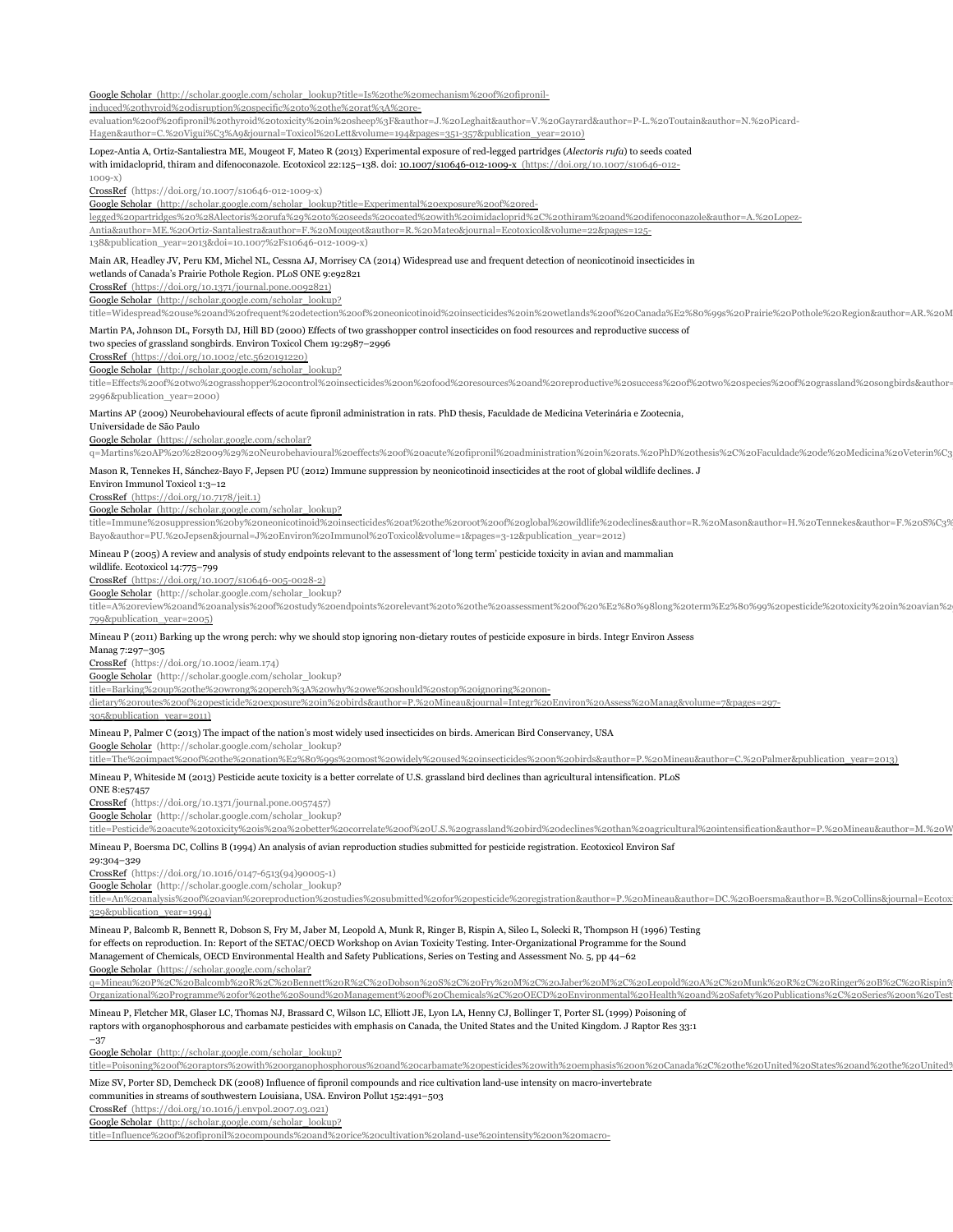Google Scholar (http://scholar.google.com/scholar_lookup?title=Is%20the%20mechanism%20of%20fipronil-induced%20thyroid%20disruption%20specific%20to%20the%20rat%3A%20re-evaluation%20of%20fipronil%20thyroid%20toxicity%20in%20sheep%3F&author=J.%20Leghait&author=V.%20Gayrard&author=P-L.%20Toutain&author=N.%20Picard-Hagen&author=C.%20Vigui%C3%A9&journal=Toxicol%20Lett&volume=194&pages=351-357&publication_year=2010)

Lopez-Antia A, Ortiz-Santaliestra ME, Mougeot F, Mateo R (2013) Experimental exposure of red-legged partridges (*Alectoris rufa*) to seeds coated with imidacloprid, thiram and difenoconazole. Ecotoxicol 22:125–138. doi: 10.1007/s10646-012-1009-x (https://doi.org/10.1007/s10646-012-1009-x)

CrossRef (https://doi.org/10.1007/s10646-012-1009-x)

Google Scholar (http://scholar.google.com/scholar_lookup?title=Experimental%20exposure%20of%20red-legged%20partridges%20%28Alectoris%20rufa%29%20to%20seeds%20coated%20with%20imidacloprid%2C%20thiram%20and%20difenoconazole&author=A.%20Lopez-Antia&author=ME.%20Ortiz-Santaliestra&author=F.%20Mougeot&author=R.%20Mateo&journal=Ecotoxicol&volume=22&pages=125-138&publication_year=2013&doi=10.1007%2Fs10646-012-1009-x)

Main AR, Headley JV, Peru KM, Michel NL, Cessna AJ, Morrisey CA (2014) Widespread use and frequent detection of neonicotinoid insecticides in wetlands of Canada's Prairie Pothole Region. PLoS ONE 9:e92821

CrossRef (https://doi.org/10.1371/journal.pone.0092821)

Google Scholar (http://scholar.google.com/scholar_lookup?title=Widespread%20use%20and%20frequent%20detection%20of%20neonicotinoid%20insecticides%20in%20wetlands%20of%20Canada%E2%80%99s%20Prairie%20Pothole%20Region&author=AR.%20M

Martin PA, Johnson DL, Forsyth DJ, Hill BD (2000) Effects of two grasshopper control insecticides on food resources and reproductive success of two species of grassland songbirds. Environ Toxicol Chem 19:2987–2996

CrossRef (https://doi.org/10.1002/etc.5620191220)

Google Scholar (http://scholar.google.com/scholar_lookup?title=Effects%20of%20two%20grasshopper%20control%20insecticides%20on%20food%20resources%20and%20reproductive%20success%20of%20two%20species%20of%20grassland%20songbirds&author=2996&publication_year=2000)

Martins AP (2009) Neurobehavioural effects of acute fipronil administration in rats. PhD thesis, Faculdade de Medicina Veterinária e Zootecnia, Universidade de São Paulo

Google Scholar (https://scholar.google.com/scholar?q=Martins%20AP%20%282009%29%20Neurobehavioural%20effects%20of%20acute%20fipronil%20administration%20in%20rats.%20PhD%20thesis%2C%20Faculdade%20de%20Medicina%20Veterin%C3

Mason R, Tennekes H, Sánchez-Bayo F, Jepsen PU (2012) Immune suppression by neonicotinoid insecticides at the root of global wildlife declines. J Environ Immunol Toxicol 1:3–12

CrossRef (https://doi.org/10.7178/jeit.1)

Google Scholar (http://scholar.google.com/scholar_lookup?title=Immune%20suppression%20by%20neonicotinoid%20insecticides%20at%20the%20root%20of%20global%20wildlife%20declines&author=R.%20Mason&author=H.%20Tennekes&author=F.%20S%C3%Bayo&author=PU.%20Jepsen&journal=J%20Environ%20Immunol%20Toxicol&volume=1&pages=3-12&publication_year=2012)

Mineau P (2005) A review and analysis of study endpoints relevant to the assessment of 'long term' pesticide toxicity in avian and mammalian wildlife. Ecotoxicol 14:775–799

CrossRef (https://doi.org/10.1007/s10646-005-0028-2)

Google Scholar (http://scholar.google.com/scholar_lookup?title=A%20review%20and%20analysis%20of%20study%20endpoints%20relevant%20to%20the%20assessment%20of%20%E2%80%98long%20term%E2%80%99%20pesticide%20toxicity%20in%20avian%2799&publication_year=2005)

Mineau P (2011) Barking up the wrong perch: why we should stop ignoring non-dietary routes of pesticide exposure in birds. Integr Environ Assess Manag 7:297–305

CrossRef (https://doi.org/10.1002/ieam.174)

Google Scholar (http://scholar.google.com/scholar_lookup?title=Barking%20up%20the%20wrong%20perch%3A%20why%20we%20should%20stop%20ignoring%20non-dietary%20routes%20of%20pesticide%20exposure%20in%20birds&author=P.%20Mineau&journal=Integr%20Environ%20Assess%20Manag&volume=7&pages=297-305&publication_year=2011)

Mineau P, Palmer C (2013) The impact of the nation's most widely used insecticides on birds. American Bird Conservancy, USA

Google Scholar (http://scholar.google.com/scholar_lookup?title=The%20impact%20of%20the%20nation%E2%80%99s%20most%20widely%20used%20insecticides%20on%20birds&author=P.%20Mineau&author=C.%20Palmer&publication_year=2013)

Mineau P, Whiteside M (2013) Pesticide acute toxicity is a better correlate of U.S. grassland bird declines than agricultural intensification. PLoS ONE 8:e57457

CrossRef (https://doi.org/10.1371/journal.pone.0057457)

Google Scholar (http://scholar.google.com/scholar_lookup?title=Pesticide%20acute%20toxicity%20is%20a%20better%20correlate%20of%20U.S.%20grassland%20bird%20declines%20than%20agricultural%20intensification&author=P.%20Mineau&author=M.%20W

Mineau P, Boersma DC, Collins B (1994) An analysis of avian reproduction studies submitted for pesticide registration. Ecotoxicol Environ Saf 29:304–329

CrossRef (https://doi.org/10.1016/0147-6513(94)90005-1)

Google Scholar (http://scholar.google.com/scholar_lookup?title=An%20analysis%20of%20avian%20reproduction%20studies%20submitted%20for%20pesticide%20registration&author=P.%20Mineau&author=DC.%20Boersma&author=B.%20Collins&journal=Ecotox329&publication_year=1994)

Mineau P, Balcomb R, Bennett R, Dobson S, Fry M, Jaber M, Leopold A, Munk R, Ringer B, Rispin A, Sileo L, Solecki R, Thompson H (1996) Testing for effects on reproduction. In: Report of the SETAC/OECD Workshop on Avian Toxicity Testing. Inter-Organizational Programme for the Sound Management of Chemicals, OECD Environmental Health and Safety Publications, Series on Testing and Assessment No. 5, pp 44–62

Google Scholar (https://scholar.google.com/scholar?q=Mineau%20P%2C%20Balcomb%20R%2C%20Bennett%20R%2C%20Dobson%20S%2C%20Fry%20M%2C%20Jaber%20M%2C%20Leopold%20A%2C%20Munk%20R%2C%20Ringer%20B%2C%20Rispin%Organizational%20Programme%20for%20the%20Sound%20Management%20of%20Chemicals%2C%20OECD%20Environmental%20Health%20and%20Safety%20Publications%2C%20Series%20on%20Test

Mineau P, Fletcher MR, Glaser LC, Thomas NJ, Brassard C, Wilson LC, Elliott JE, Lyon LA, Henny CJ, Bollinger T, Porter SL (1999) Poisoning of raptors with organophosphorous and carbamate pesticides with emphasis on Canada, the United States and the United Kingdom. J Raptor Res 33:1–37

Google Scholar (http://scholar.google.com/scholar_lookup?title=Poisoning%20of%20raptors%20with%20organophosphorous%20and%20carbamate%20pesticides%20with%20emphasis%20on%20Canada%2C%20the%20United%20States%20and%20the%20United%

Mize SV, Porter SD, Demcheck DK (2008) Influence of fipronil compounds and rice cultivation land-use intensity on macro-invertebrate communities in streams of southwestern Louisiana, USA. Environ Pollut 152:491–503

CrossRef (https://doi.org/10.1016/j.envpol.2007.03.021)

Google Scholar (http://scholar.google.com/scholar_lookup?title=Influence%20of%20fipronil%20compounds%20and%20rice%20cultivation%20land-use%20intensity%20on%20macro-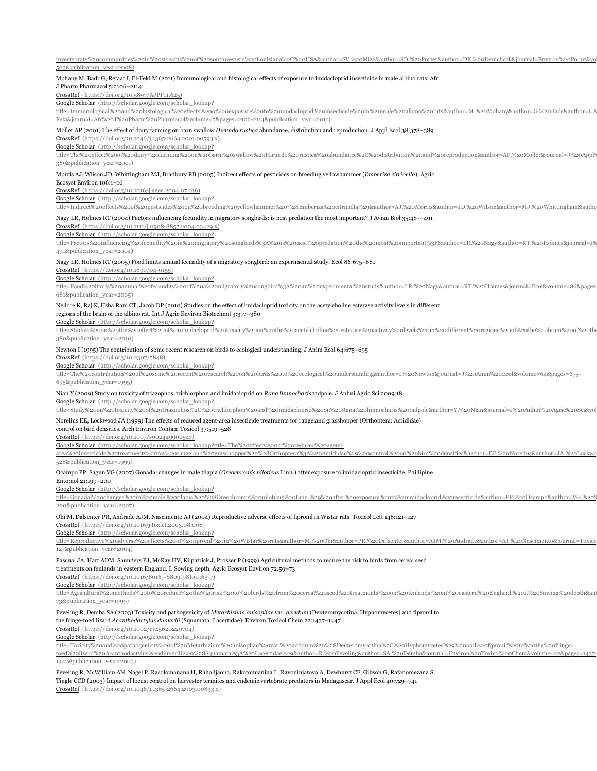[invertebrate%20communities%20in%20streams%20of%20southwestern%20Louisiana%2C%20USA&author=SV.%20Mize&author=SD.%20Porter&author=DK.%20Demcheck&journal=Environ%20Pollut&vol 503&publication_year=2008)

Mohany M, Badr G, Refaat I, El-Feki M (2011) Immunological and histological effects of exposure to imidacloprid insecticide in male albino rats. Afr J Pharm Pharmacol 5:2106–2114

CrossRef (https://doi.org/10.5897/AJPP11.625)

Google Scholar (http://scholar.google.com/scholar_lookup?title=Immunological%20and%20histological%20effects%20of%20exposure%20to%20imidacloprid%20insecticide%20in%20male%20albino%20rats&author=M.%20Mohany&author=G.%20Badr&author=I.% Feki&journal=Afr%20J%20Pharm%20Pharmacol&volume=5&pages=2106-2114&publication_year=2011)

Moller AP (2001) The effect of dairy farming on barn swallow *Hirundo rustica* abundance, distribution and reproduction. J Appl Ecol 38:378–389

CrossRef (https://doi.org/10.1046/j.1365-2664.2001.00593.x)

Google Scholar (http://scholar.google.com/scholar_lookup?title=The%20effect%20of%20dairy%20farming%20on%20barn%20swallow%20Hirundo%20rustica%20abundance%2C%20distribution%20and%20reproduction&author=AP.%20Moller&journal=J%20Appl% 389&publication_year=2001)

Morris AJ, Wilson JD, Whittingham MJ, Bradbury RB (2005) Indirect effects of pesticides on breeding yellowhammer (*Emberiza citrinella*). Agric Ecosyst Environ 106:1–16

CrossRef (https://doi.org/10.1016/j.agee.2004.07.016)

Google Scholar (http://scholar.google.com/scholar_lookup?title=Indirect%20effects%20of%20pesticides%20on%20breeding%20yellowhammer%20%28Emberiza%20citrinella%29&author=AJ.%20Morris&author=JD.%20Wilson&author=MJ.%20Whittingham&autho

Nagy LR, Holmes RT (2004) Factors influencing fecundity in migratory songbirds: is nest predation the most important? J Avian Biol 35:487–491

CrossRef (https://doi.org/10.1111/j.0908-8857.2004.03429.x)

Google Scholar (http://scholar.google.com/scholar_lookup?title=Factors%20influencing%20fecundity%20in%20migratory%20songbirds%3A%20is%20nest%20predation%20the%20most%20important%3F&author=LR.%20Nagy&author=RT.%20Holmes&journal=J% 491&publication_year=2004)

Nagy LR, Holmes RT (2005) Food limits annual fecundity of a migratory songbird: an experimental study. Ecol 86:675–681

CrossRef (https://doi.org/10.1890/04-0155)

Google Scholar (http://scholar.google.com/scholar_lookup?title=Food%20limits%20annual%20fecundity%20of%20a%20migratory%20songbird%3A%20an%20experimental%20study&author=LR.%20Nagy&author=RT.%20Holmes&journal=Ecol&volume=86&pages= 681&publication_year=2005)

Nellore K, Raj K, Usha Rani CT, Jacob DP (2010) Studies on the effect of imidacloprid toxicity on the acetylcholine esterase activity levels in different regions of the brain of the albino rat. Int J Agric Environ Biotechnol 3:377–380

Google Scholar (http://scholar.google.com/scholar_lookup?title=Studies%20on%20the%20effect%20of%20imidacloprid%20toxicity%20on%20the%20acetylcholine%20esterase%20activity%20levels%20in%20different%20regions%20of%20the%20brain%20of%20the 380&publication_year=2010)

Newton I (1995) The contribution of some recent research on birds to ecological understanding. J Anim Ecol 64:675–695

CrossRef (https://doi.org/10.2307/5848)

Google Scholar (http://scholar.google.com/scholar_lookup?title=The%20contribution%20of%20some%20recent%20research%20on%20birds%20to%20ecological%20understanding&author=I.%20Newton&journal=J%20Anim%20Ecol&volume=64&pages=675-695&publication_year=1995)

Nian Y (2009) Study on toxicity of triazophos, trichlorphon and imidacloprid on *Rana limnocharis* tadpole. J Anhui Agric Sci 2009:18

Google Scholar (http://scholar.google.com/scholar_lookup?title=Study%20on%20toxicity%20of%20triazophos%2C%20trichlorphon%20and%20imidacloprid%20on%20Rana%20limnocharis%20tadpole&author=Y.%20Nian&journal=J%20Anhui%20Agric%20Sci&vol

Norelius EE, Lockwood JA (1999) The effects of reduced agent-area insecticide treatments for rangeland grasshopper (Orthoptera: Acrididae) control on bird densities. Arch Environ Contam Toxicol 37:519–528

CrossRef (https://doi.org/10.1007/s002449900547)

Google Scholar (http://scholar.google.com/scholar_lookup?title=The%20effects%20of%20reduced%20agent-area%20insecticide%20treatments%20for%20rangeland%20grasshopper%20%28Orthoptera%3A%20Acrididae%29%20control%20on%20bird%20densities&author=EE.%20Norelius&author=JA.%20Lockwo 528&publication_year=1999)

Ocampo PP, Sagun VG (2007) Gonadal changes in male tilapia (*Oreochromis niloticus* Linn.) after exposure to imidacloprid insecticide. Phillipine Entomol 21:199–200

Google Scholar (http://scholar.google.com/scholar_lookup?title=Gonadal%20changes%20in%20male%20tilapia%20%28Oreochromis%20niloticus%20Linn.%29%20after%20exposure%20to%20imidacloprid%20insecticide&author=PP.%20Ocampo&author=VG.%20S 200&publication_year=2007)

Ohi M, Dalsenter PR, Andrade AJM, Nascimento AJ (2004) Reproductive adverse effects of fipronil in Wistar rats. Toxicol Lett 146:121–127

CrossRef (https://doi.org/10.1016/j.toxlet.2003.08.008)

Google Scholar (http://scholar.google.com/scholar_lookup?title=Reproductive%20adverse%20effects%20of%20fipronil%20in%20Wistar%20rats&author=M.%20Ohi&author=PR.%20Dalsenter&author=AJM.%20Andrade&author=AJ.%20Nascimento&journal=Toxico 127&publication_year=2004)

Pascual JA, Hart ADM, Saunders PJ, McKay HV, Kilpatrick J, Prosser P (1999) Agricultural methods to reduce the risk to birds from cereal seed treatments on fenlands in eastern England. I. Sowing depth. Agric Ecosyst Environ 72:59–73

CrossRef (https://doi.org/10.1016/S0167-8809(98)00163-7)

Google Scholar (http://scholar.google.com/scholar_lookup?title=Agricultural%20methods%20to%20reduce%20the%20risk%20to%20birds%20from%20cereal%20seed%20treatments%20on%20fenlands%20in%20eastern%20England.%20I.%20Sowing%20depth&aut 73&publication_year=1999)

Peveling R, Demba SA (2003) Toxicity and pathogenicity of *Metarhizium anisopliae* var. *acridum* (Deuteromycotina, Hyphomycetes) and fipronil to the fringe-toed lizard *Acanthodactylus dumerili* (Squamata: Lacertidae). Environ Toxicol Chem 22:1437–1447

CrossRef (https://doi.org/10.1002/etc.5620220704)

Google Scholar (http://scholar.google.com/scholar_lookup?title=Toxicity%20and%20pathogenicity%20of%20Metarhizium%20anisopliae%20var.%20acridum%20%28Deuteromycotina%2C%20Hyphomycetes%29%20and%20fipronil%20to%20the%20fringe-toed%20lizard%20Acanthodactylus%20dumerili%20%28Squamata%3A%20Lacertidae%29&author=R.%20Peveling&author=SA.%20Demba&journal=Environ%20Toxicol%20Chem&volume=22&pages=1437-1447&publication_year=2003)

Peveling R, McWilliam AN, Nagel P, Rasolomanana H, Raholijaona, Rakotomianina L, Ravoninjatovo A, Dewhurst CF, Gibson G, Rafanomezana S, Tingle CCD (2003) Impact of locust control on harvester termites and endemic vertebrate predators in Madagascar. J Appl Ecol 40:729–741

CrossRef (https://doi.org/10.1046/j.1365-2664.2003.00833.x)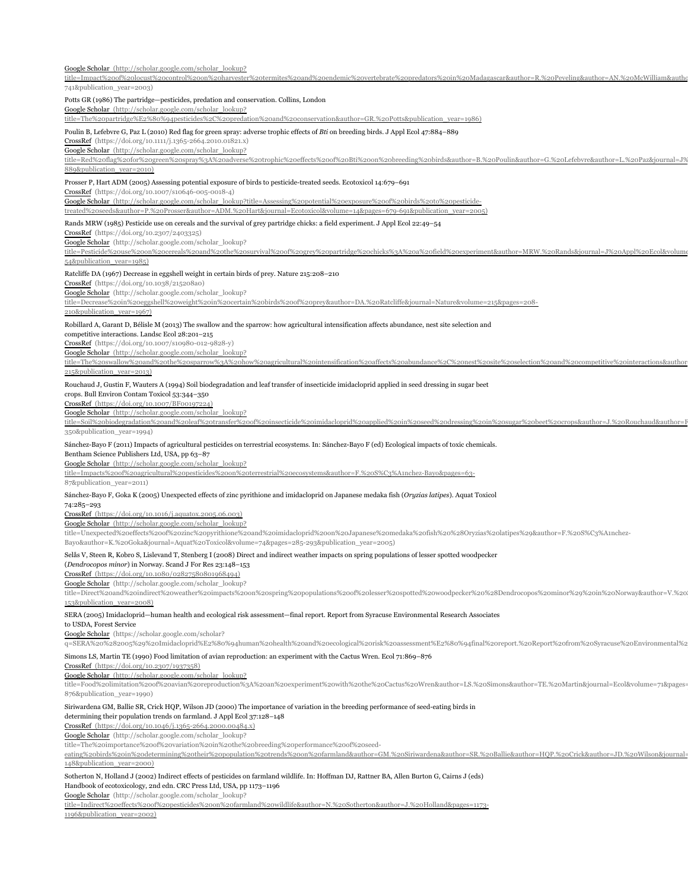Google Scholar (http://scholar.google.com/scholar_lookup?title=Impact%20of%20locust%20control%20on%20harvester%20termites%20and%20endemic%20vertebrate%20predators%20in%20Madagascar&author=R.%20Peveling&author=AN.%20McWilliam&autho 741&publication_year=2003)

Potts GR (1986) The partridge—pesticides, predation and conservation. Collins, London

Google Scholar (http://scholar.google.com/scholar_lookup?title=The%20partridge%E2%80%94pesticides%2C%20predation%20and%20conservation&author=GR.%20Potts&publication_year=1986)

Poulin B, Lefebvre G, Paz L (2010) Red flag for green spray: adverse trophic effects of *Bti* on breeding birds. J Appl Ecol 47:884–889

CrossRef (https://doi.org/10.1111/j.1365-2664.2010.01821.x)

Google Scholar (http://scholar.google.com/scholar_lookup?title=Red%20flag%20for%20green%20spray%3A%20adverse%20trophic%20effects%20of%20Bti%20on%20breeding%20birds&author=B.%20Poulin&author=G.%20Lefebvre&author=L.%20Paz&journal=J% 889&publication_year=2010)

Prosser P, Hart ADM (2005) Assessing potential exposure of birds to pesticide-treated seeds. Ecotoxicol 14:679–691

CrossRef (https://doi.org/10.1007/s10646-005-0018-4)

Google Scholar (http://scholar.google.com/scholar_lookup?title=Assessing%20potential%20exposure%20of%20birds%20to%20pesticide-treated%20seeds&author=P.%20Prosser&author=ADM.%20Hart&journal=Ecotoxicol&volume=14&pages=679-691&publication_year=2005)

Rands MRW (1985) Pesticide use on cereals and the survival of grey partridge chicks: a field experiment. J Appl Ecol 22:49–54

CrossRef (https://doi.org/10.2307/2403325)

Google Scholar (http://scholar.google.com/scholar_lookup?title=Pesticide%20use%20on%20cereals%20and%20the%20survival%20of%20grey%20partridge%20chicks%3A%20a%20field%20experiment&author=MRW.%20Rands&journal=J%20Appl%20Ecol&volume 54&publication_year=1985)

Ratcliffe DA (1967) Decrease in eggshell weight in certain birds of prey. Nature 215:208–210

CrossRef (https://doi.org/10.1038/215208a0)

Google Scholar (http://scholar.google.com/scholar_lookup?title=Decrease%20in%20eggshell%20weight%20in%20certain%20birds%20of%20prey&author=DA.%20Ratcliffe&journal=Nature&volume=215&pages=208-210&publication_year=1967)

Robillard A, Garant D, Bélisle M (2013) The swallow and the sparrow: how agricultural intensification affects abundance, nest site selection and competitive interactions. Landsc Ecol 28:201–215

CrossRef (https://doi.org/10.1007/s10980-012-9828-y)

Google Scholar (http://scholar.google.com/scholar_lookup?title=The%20swallow%20and%20the%20sparrow%3A%20how%20agricultural%20intensification%20affects%20abundance%2C%20nest%20site%20selection%20and%20competitive%20interactions&author 215&publication_year=2013)

Rouchaud J, Gustin F, Wauters A (1994) Soil biodegradation and leaf transfer of insecticide imidacloprid applied in seed dressing in sugar beet crops. Bull Environ Contam Toxicol 53:344–350

CrossRef (https://doi.org/10.1007/BF00197224)

Google Scholar (http://scholar.google.com/scholar_lookup?title=Soil%20biodegradation%20and%20leaf%20transfer%20of%20insecticide%20imidacloprid%20applied%20in%20seed%20dressing%20in%20sugar%20beet%20crops&author=J.%20Rouchaud&author=F 350&publication_year=1994)

Sánchez-Bayo F (2011) Impacts of agricultural pesticides on terrestrial ecosystems. In: Sánchez-Bayo F (ed) Ecological impacts of toxic chemicals. Bentham Science Publishers Ltd, USA, pp 63–87

Google Scholar (http://scholar.google.com/scholar_lookup?title=Impacts%20of%20agricultural%20pesticides%20on%20terrestrial%20ecosystems&author=F.%20S%C3%A1nchez-Bayo&pages=63-87&publication_year=2011)

Sánchez-Bayo F, Goka K (2005) Unexpected effects of zinc pyrithione and imidacloprid on Japanese medaka fish (*Oryzias latipes*). Aquat Toxicol 74:285–293

CrossRef (https://doi.org/10.1016/j.aquatox.2005.06.003)

Google Scholar (http://scholar.google.com/scholar_lookup?title=Unexpected%20effects%20of%20zinc%20pyrithione%20and%20imidacloprid%20on%20Japanese%20medaka%20fish%20%28Oryzias%20latipes%29&author=F.%20S%C3%A1nchez-Bayo&author=K.%20Goka&journal=Aquat%20Toxicol&volume=74&pages=285-293&publication_year=2005)

Selås V, Steen R, Kobro S, Lislevand T, Stenberg I (2008) Direct and indirect weather impacts on spring populations of lesser spotted woodpecker (*Dendrocopos minor*) in Norway. Scand J For Res 23:148–153

CrossRef (https://doi.org/10.1080/02827580801968494)

Google Scholar (http://scholar.google.com/scholar_lookup?title=Direct%20and%20indirect%20weather%20impacts%20on%20spring%20populations%20of%20lesser%20spotted%20woodpecker%20%28Dendrocopos%20minor%29%20in%20Norway&author=V.%20 153&publication_year=2008)

SERA (2005) Imidacloprid—human health and ecological risk assessment—final report. Report from Syracuse Environmental Research Associates to USDA, Forest Service

Google Scholar (https://scholar.google.com/scholar?q=SERA%20%282005%29%20Imidacloprid%E2%80%94human%20health%20and%20ecological%20risk%20assessment%E2%80%94final%20report.%20Report%20from%20Syracuse%20Environmental%2

Simons LS, Martin TE (1990) Food limitation of avian reproduction: an experiment with the Cactus Wren. Ecol 71:869–876

CrossRef (https://doi.org/10.2307/1937358)

Google Scholar (http://scholar.google.com/scholar_lookup?title=Food%20limitation%20of%20avian%20reproduction%3A%20an%20experiment%20with%20the%20Cactus%20Wren&author=LS.%20Simons&author=TE.%20Martin&journal=Ecol&volume=71&pages= 876&publication_year=1990)

Siriwardena GM, Ballie SR, Crick HQP, Wilson JD (2000) The importance of variation in the breeding performance of seed-eating birds in determining their population trends on farmland. J Appl Ecol 37:128–148

CrossRef (https://doi.org/10.1046/j.1365-2664.2000.00484.x)

Google Scholar (http://scholar.google.com/scholar_lookup?title=The%20importance%20of%20variation%20in%20the%20breeding%20performance%20of%20seed-eating%20birds%20in%20determining%20their%20population%20trends%20on%20farmland&author=GM.%20Siriwardena&author=SR.%20Ballie&author=HQP.%20Crick&author=JD.%20Wilson&journal= 148&publication_year=2000)

Sotherton N, Holland J (2002) Indirect effects of pesticides on farmland wildlife. In: Hoffman DJ, Rattner BA, Allen Burton G, Cairns J (eds) Handbook of ecotoxicology, 2nd edn. CRC Press Ltd, USA, pp 1173–1196

Google Scholar (http://scholar.google.com/scholar_lookup?title=Indirect%20effects%20of%20pesticides%20on%20farmland%20wildlife&author=N.%20Sotherton&author=J.%20Holland&pages=1173-1196&publication_year=2002)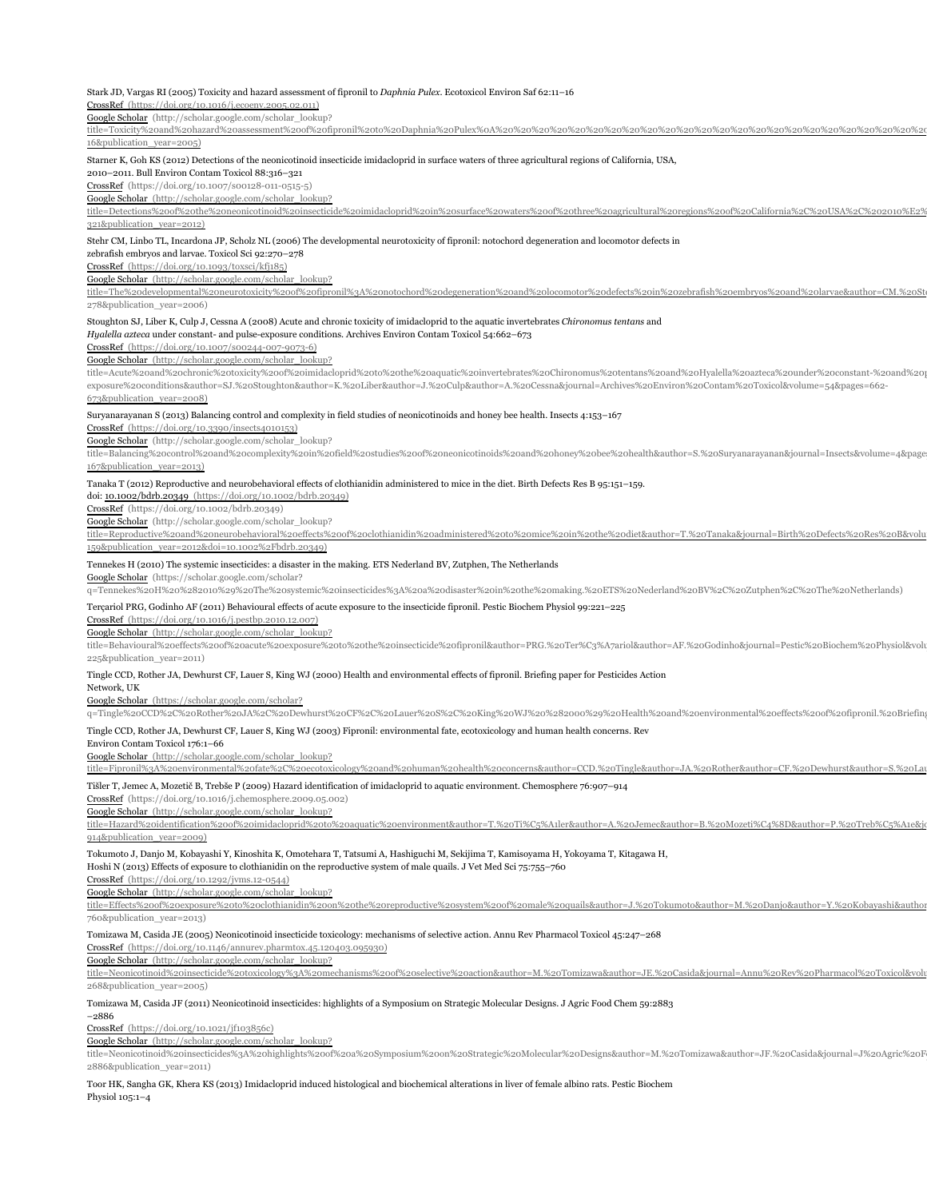Stark JD, Vargas RI (2005) Toxicity and hazard assessment of fipronil to *Daphnia Pulex*. Ecotoxicol Environ Saf 62:11–16

CrossRef (https://doi.org/10.1016/j.ecoenv.2005.02.011)

Google Scholar (http://scholar.google.com/scholar_lookup?title=Toxicity%20and%20hazard%20assessment%20of%20fipronil%20to%20Daphnia%20Pulex%0A%20%20%20%20%20%20%20%20%20%20%20%20%20%20%20%20%20%20%20%20%20%20%20%20%20%20%20%20%20%20%20%20%20%20%20%20%20%20%20%20 16&publication_year=2005)

Starner K, Goh KS (2012) Detections of the neonicotinoid insecticide imidacloprid in surface waters of three agricultural regions of California, USA, 2010–2011. Bull Environ Contam Toxicol 88:316–321

CrossRef (https://doi.org/10.1007/s00128-011-0515-5)

Google Scholar (http://scholar.google.com/scholar_lookup?title=Detections%20of%20the%20neonicotinoid%20insecticide%20imidacloprid%20in%20surface%20waters%20of%20three%20agricultural%20regions%20of%20California%2C%20USA%2C%202010%E2% 321&publication_year=2012)

Stehr CM, Linbo TL, Incardona JP, Scholz NL (2006) The developmental neurotoxicity of fipronil: notochord degeneration and locomotor defects in zebrafish embryos and larvae. Toxicol Sci 92:270–278

CrossRef (https://doi.org/10.1093/toxsci/kfj185)

Google Scholar (http://scholar.google.com/scholar_lookup?title=The%20developmental%20neurotoxicity%20of%20fipronil%3A%20notochord%20degeneration%20and%20locomotor%20defects%20in%20zebrafish%20embryos%20and%20larvae&author=CM.%20St 278&publication_year=2006)

Stoughton SJ, Liber K, Culp J, Cessna A (2008) Acute and chronic toxicity of imidacloprid to the aquatic invertebrates *Chironomus tentans* and *Hyalella azteca* under constant- and pulse-exposure conditions. Archives Environ Contam Toxicol 54:662–673

CrossRef (https://doi.org/10.1007/s00244-007-9073-6)

Google Scholar (http://scholar.google.com/scholar_lookup?title=Acute%20and%20chronic%20toxicity%20of%20imidacloprid%20to%20the%20aquatic%20invertebrates%20Chironomus%20tentans%20and%20Hyalella%20azteca%20under%20constant-%20and%20p exposure%20conditions&author=SJ.%20Stoughton&author=K.%20Liber&author=J.%20Culp&author=A.%20Cessna&journal=Archives%20Environ%20Contam%20Toxicol&volume=54&pages=662-673&publication_year=2008)

Suryanarayanan S (2013) Balancing control and complexity in field studies of neonicotinoids and honey bee health. Insects 4:153–167

CrossRef (https://doi.org/10.3390/insects4010153)

Google Scholar (http://scholar.google.com/scholar_lookup?title=Balancing%20control%20and%20complexity%20in%20field%20studies%20of%20neonicotinoids%20and%20honey%20bee%20health&author=S.%20Suryanarayanan&journal=Insects&volume=4&pages 167&publication_year=2013)

Tanaka T (2012) Reproductive and neurobehavioral effects of clothianidin administered to mice in the diet. Birth Defects Res B 95:151–159. doi: 10.1002/bdrb.20349 (https://doi.org/10.1002/bdrb.20349)

CrossRef (https://doi.org/10.1002/bdrb.20349)

Google Scholar (http://scholar.google.com/scholar_lookup?title=Reproductive%20and%20neurobehavioral%20effects%20of%20clothianidin%20administered%20to%20mice%20in%20the%20diet&author=T.%20Tanaka&journal=Birth%20Defects%20Res%20B&volu 159&publication_year=2012&doi=10.1002%2Fbdrb.20349)

Tennekes H (2010) The systemic insecticides: a disaster in the making. ETS Nederland BV, Zutphen, The Netherlands

Google Scholar (https://scholar.google.com/scholar?q=Tennekes%20H%20%282010%29%20The%20systemic%20insecticides%3A%20a%20disaster%20in%20the%20making.%20ETS%20Nederland%20BV%2C%20Zutphen%2C%20The%20Netherlands)

Terçariol PRG, Godinho AF (2011) Behavioural effects of acute exposure to the insecticide fipronil. Pestic Biochem Physiol 99:221–225

CrossRef (https://doi.org/10.1016/j.pestbp.2010.12.007)

Google Scholar (http://scholar.google.com/scholar_lookup?title=Behavioural%20effects%20of%20acute%20exposure%20to%20the%20insecticide%20fipronil&author=PRG.%20Ter%C3%A7ariol&author=AF.%20Godinho&journal=Pestic%20Biochem%20Physiol&volu 225&publication_year=2011)

Tingle CCD, Rother JA, Dewhurst CF, Lauer S, King WJ (2000) Health and environmental effects of fipronil. Briefing paper for Pesticides Action Network, UK

Google Scholar (https://scholar.google.com/scholar?q=Tingle%20CCD%2C%20Rother%20JA%2C%20Dewhurst%20CF%2C%20Lauer%20S%2C%20King%20WJ%20%282000%29%20Health%20and%20environmental%20effects%20of%20fipronil.%20Briefing

Tingle CCD, Rother JA, Dewhurst CF, Lauer S, King WJ (2003) Fipronil: environmental fate, ecotoxicology and human health concerns. Rev Environ Contam Toxicol 176:1–66

Google Scholar (http://scholar.google.com/scholar_lookup?title=Fipronil%3A%20environmental%20fate%2C%20ecotoxicology%20and%20human%20health%20concerns&author=CCD.%20Tingle&author=JA.%20Rother&author=CF.%20Dewhurst&author=S.%20Lau

Tišler T, Jemec A, Mozetič B, Trebše P (2009) Hazard identification of imidacloprid to aquatic environment. Chemosphere 76:907–914

CrossRef (https://doi.org/10.1016/j.chemosphere.2009.05.002)

Google Scholar (http://scholar.google.com/scholar_lookup?title=Hazard%20identification%20of%20imidacloprid%20to%20aquatic%20environment&author=T.%20Ti%C5%A1ler&author=A.%20Jemec&author=B.%20Mozeti%C4%8D&author=P.%20Treb%C5%A1e&j 914&publication_year=2009)

Tokumoto J, Danjo M, Kobayashi Y, Kinoshita K, Omotehara T, Tatsumi A, Hashiguchi M, Sekijima T, Kamisoyama H, Yokoyama T, Kitagawa H, Hoshi N (2013) Effects of exposure to clothianidin on the reproductive system of male quails. J Vet Med Sci 75:755–760

CrossRef (https://doi.org/10.1292/jvms.12-0544)

Google Scholar (http://scholar.google.com/scholar_lookup?title=Effects%20of%20exposure%20to%20clothianidin%20on%20the%20reproductive%20system%20of%20male%20quails&author=J.%20Tokumoto&author=M.%20Danjo&author=Y.%20Kobayashi&author 760&publication_year=2013)

Tomizawa M, Casida JE (2005) Neonicotinoid insecticide toxicology: mechanisms of selective action. Annu Rev Pharmacol Toxicol 45:247–268

CrossRef (https://doi.org/10.1146/annurev.pharmtox.45.120403.095930)

Google Scholar (http://scholar.google.com/scholar_lookup?title=Neonicotinoid%20insecticide%20toxicology%3A%20mechanisms%20of%20selective%20action&author=M.%20Tomizawa&author=JE.%20Casida&journal=Annu%20Rev%20Pharmacol%20Toxicol&volu 268&publication_year=2005)

Tomizawa M, Casida JF (2011) Neonicotinoid insecticides: highlights of a Symposium on Strategic Molecular Designs. J Agric Food Chem 59:2883–2886

CrossRef (https://doi.org/10.1021/jf103856c)

Google Scholar (http://scholar.google.com/scholar_lookup?title=Neonicotinoid%20insecticides%3A%20highlights%20of%20a%20Symposium%20on%20Strategic%20Molecular%20Designs&author=M.%20Tomizawa&author=JF.%20Casida&journal=J%20Agric%20F 2886&publication_year=2011)

Toor HK, Sangha GK, Khera KS (2013) Imidacloprid induced histological and biochemical alterations in liver of female albino rats. Pestic Biochem Physiol 105:1–4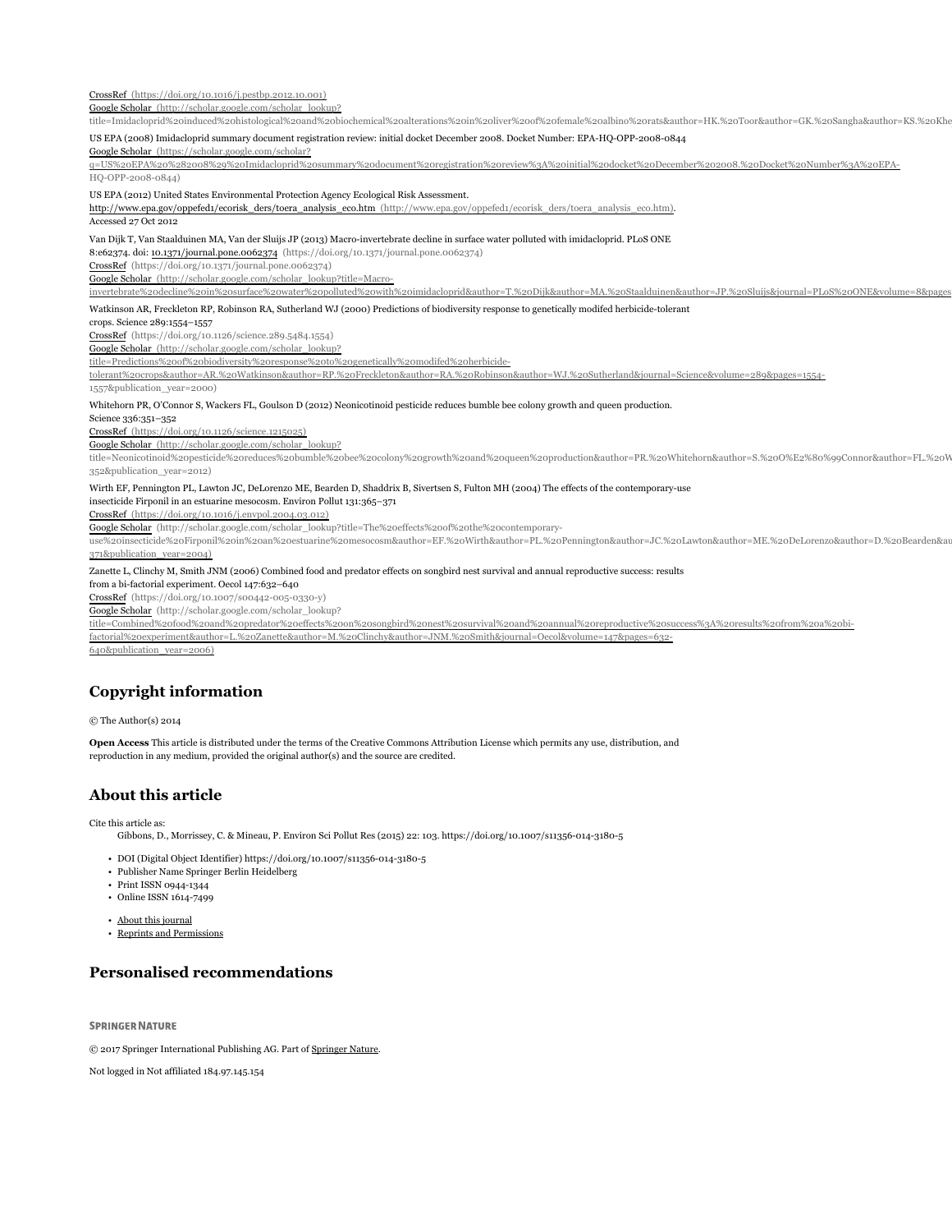CrossRef (https://doi.org/10.1016/j.pestbp.2012.10.001)
Google Scholar (http://scholar.google.com/scholar_lookup?title=Imidacloprid%20induced%20histological%20and%20biochemical%20alterations%20in%20liver%20of%20female%20albino%20rats&author=HK.%20Toor&author=GK.%20Sangha&author=KS.%20Khe

US EPA (2008) Imidacloprid summary document registration review: initial docket December 2008. Docket Number: EPA-HQ-OPP-2008-0844
Google Scholar (https://scholar.google.com/scholar?q=US%20EPA%20%282008%29%20Imidacloprid%20summary%20document%20registration%20review%3A%20initial%20docket%20December%202008.%20Docket%20Number%3A%20EPA-HQ-OPP-2008-0844)

US EPA (2012) United States Environmental Protection Agency Ecological Risk Assessment. http://www.epa.gov/oppefed1/ecorisk_ders/toera_analysis_eco.htm (http://www.epa.gov/oppefed1/ecorisk_ders/toera_analysis_eco.htm). Accessed 27 Oct 2012

Van Dijk T, Van Staalduinen MA, Van der Sluijs JP (2013) Macro-invertebrate decline in surface water polluted with imidacloprid. PLoS ONE 8:e62374. doi: 10.1371/journal.pone.0062374 (https://doi.org/10.1371/journal.pone.0062374)
CrossRef (https://doi.org/10.1371/journal.pone.0062374)
Google Scholar (http://scholar.google.com/scholar_lookup?title=Macro-invertebrate%20decline%20in%20surface%20water%20polluted%20with%20imidacloprid&author=T.%20Dijk&author=MA.%20Staalduinen&author=JP.%20Sluijs&journal=PLoS%20ONE&volume=8&pages

Watkinson AR, Freckleton RP, Robinson RA, Sutherland WJ (2000) Predictions of biodiversity response to genetically modifed herbicide-tolerant crops. Science 289:1554–1557
CrossRef (https://doi.org/10.1126/science.289.5484.1554)
Google Scholar (http://scholar.google.com/scholar_lookup?title=Predictions%20of%20biodiversity%20response%20to%20genetically%20modifed%20herbicide-tolerant%20crops&author=AR.%20Watkinson&author=RP.%20Freckleton&author=RA.%20Robinson&author=WJ.%20Sutherland&journal=Science&volume=289&pages=1554-1557&publication_year=2000)

Whitehorn PR, O'Connor S, Wackers FL, Goulson D (2012) Neonicotinoid pesticide reduces bumble bee colony growth and queen production. Science 336:351–352
CrossRef (https://doi.org/10.1126/science.1215025)
Google Scholar (http://scholar.google.com/scholar_lookup?title=Neonicotinoid%20pesticide%20reduces%20bumble%20bee%20colony%20growth%20and%20queen%20production&author=PR.%20Whitehorn&author=S.%20O%E2%80%99Connor&author=FL.%20W 352&publication_year=2012)

Wirth EF, Pennington PL, Lawton JC, DeLorenzo ME, Bearden D, Shaddrix B, Sivertsen S, Fulton MH (2004) The effects of the contemporary-use insecticide Firponil in an estuarine mesocosm. Environ Pollut 131:365–371
CrossRef (https://doi.org/10.1016/j.envpol.2004.03.012)
Google Scholar (http://scholar.google.com/scholar_lookup?title=The%20effects%20of%20the%20contemporary-use%20insecticide%20Firponil%20in%20an%20estuarine%20mesocosm&author=EF.%20Wirth&author=PL.%20Pennington&author=JC.%20Lawton&author=ME.%20DeLorenzo&author=D.%20Bearden&au 371&publication_year=2004)

Zanette L, Clinchy M, Smith JNM (2006) Combined food and predator effects on songbird nest survival and annual reproductive success: results from a bi-factorial experiment. Oecol 147:632–640
CrossRef (https://doi.org/10.1007/s00442-005-0330-y)
Google Scholar (http://scholar.google.com/scholar_lookup?title=Combined%20food%20and%20predator%20effects%20on%20songbird%20nest%20survival%20and%20annual%20reproductive%20success%3A%20results%20from%20a%20bi-factorial%20experiment&author=L.%20Zanette&author=M.%20Clinchy&author=JNM.%20Smith&journal=Oecol&volume=147&pages=632-640&publication_year=2006)

## Copyright information

© The Author(s) 2014

**Open Access** This article is distributed under the terms of the Creative Commons Attribution License which permits any use, distribution, and reproduction in any medium, provided the original author(s) and the source are credited.

## About this article

Cite this article as:
Gibbons, D., Morrissey, C. & Mineau, P. Environ Sci Pollut Res (2015) 22: 103. https://doi.org/10.1007/s11356-014-3180-5

- DOI (Digital Object Identifier) https://doi.org/10.1007/s11356-014-3180-5
- Publisher Name Springer Berlin Heidelberg
- Print ISSN 0944-1344
- Online ISSN 1614-7499

- About this journal
- Reprints and Permissions

## Personalised recommendations

SPRINGER NATURE

© 2017 Springer International Publishing AG. Part of Springer Nature.

Not logged in Not affiliated 184.97.145.154